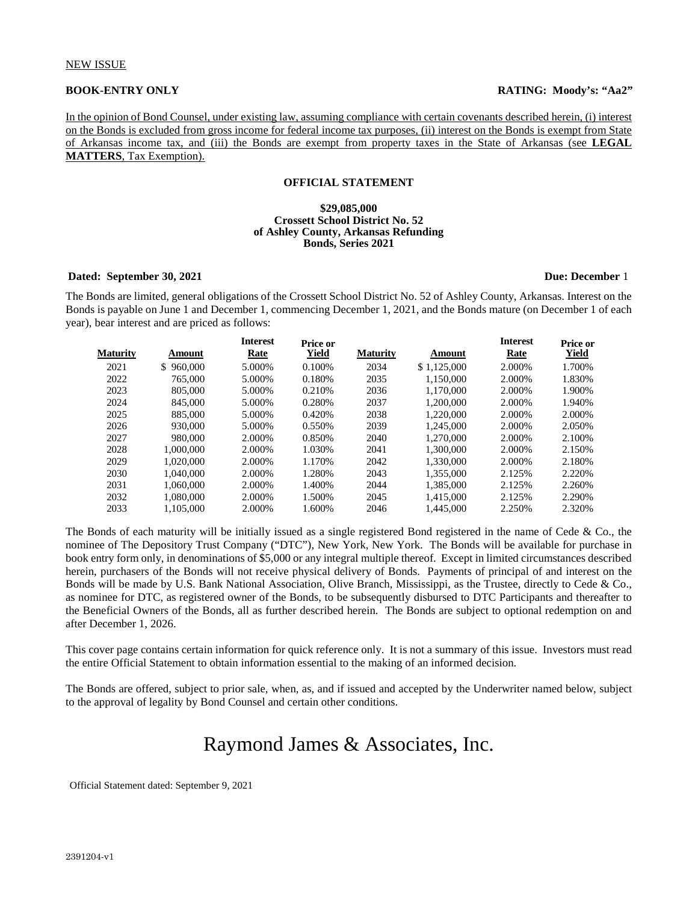NEW ISSUE

**BOOK-ENTRY ONLY** **RATING: Moody's: "Aa2"**

In the opinion of Bond Counsel, under existing law, assuming compliance with certain covenants described herein, (i) interest on the Bonds is excluded from gross income for federal income tax purposes, (ii) interest on the Bonds is exempt from State of Arkansas income tax, and (iii) the Bonds are exempt from property taxes in the State of Arkansas (see **LEGAL MATTERS**, Tax Exemption).

**OFFICIAL STATEMENT**

**$29,085,000**
**Crossett School District No. 52**
**of Ashley County, Arkansas Refunding**
**Bonds, Series 2021**

**Dated: September 30, 2021** **Due: December** 1

The Bonds are limited, general obligations of the Crossett School District No. 52 of Ashley County, Arkansas. Interest on the Bonds is payable on June 1 and December 1, commencing December 1, 2021, and the Bonds mature (on December 1 of each year), bear interest and are priced as follows:

| Maturity | Amount | Interest Rate | Price or Yield | Maturity | Amount | Interest Rate | Price or Yield |
|---|---|---|---|---|---|---|---|
| 2021 | $ 960,000 | 5.000% | 0.100% | 2034 | $ 1,125,000 | 2.000% | 1.700% |
| 2022 | 765,000 | 5.000% | 0.180% | 2035 | 1,150,000 | 2.000% | 1.830% |
| 2023 | 805,000 | 5.000% | 0.210% | 2036 | 1,170,000 | 2.000% | 1.900% |
| 2024 | 845,000 | 5.000% | 0.280% | 2037 | 1,200,000 | 2.000% | 1.940% |
| 2025 | 885,000 | 5.000% | 0.420% | 2038 | 1,220,000 | 2.000% | 2.000% |
| 2026 | 930,000 | 5.000% | 0.550% | 2039 | 1,245,000 | 2.000% | 2.050% |
| 2027 | 980,000 | 2.000% | 0.850% | 2040 | 1,270,000 | 2.000% | 2.100% |
| 2028 | 1,000,000 | 2.000% | 1.030% | 2041 | 1,300,000 | 2.000% | 2.150% |
| 2029 | 1,020,000 | 2.000% | 1.170% | 2042 | 1,330,000 | 2.000% | 2.180% |
| 2030 | 1,040,000 | 2.000% | 1.280% | 2043 | 1,355,000 | 2.125% | 2.220% |
| 2031 | 1,060,000 | 2.000% | 1.400% | 2044 | 1,385,000 | 2.125% | 2.260% |
| 2032 | 1,080,000 | 2.000% | 1.500% | 2045 | 1,415,000 | 2.125% | 2.290% |
| 2033 | 1,105,000 | 2.000% | 1.600% | 2046 | 1,445,000 | 2.250% | 2.320% |

The Bonds of each maturity will be initially issued as a single registered Bond registered in the name of Cede & Co., the nominee of The Depository Trust Company ("DTC"), New York, New York. The Bonds will be available for purchase in book entry form only, in denominations of $5,000 or any integral multiple thereof. Except in limited circumstances described herein, purchasers of the Bonds will not receive physical delivery of Bonds. Payments of principal of and interest on the Bonds will be made by U.S. Bank National Association, Olive Branch, Mississippi, as the Trustee, directly to Cede & Co., as nominee for DTC, as registered owner of the Bonds, to be subsequently disbursed to DTC Participants and thereafter to the Beneficial Owners of the Bonds, all as further described herein. The Bonds are subject to optional redemption on and after December 1, 2026.

This cover page contains certain information for quick reference only. It is not a summary of this issue. Investors must read the entire Official Statement to obtain information essential to the making of an informed decision.

The Bonds are offered, subject to prior sale, when, as, and if issued and accepted by the Underwriter named below, subject to the approval of legality by Bond Counsel and certain other conditions.

# Raymond James & Associates, Inc.

Official Statement dated: September 9, 2021

2391204-v1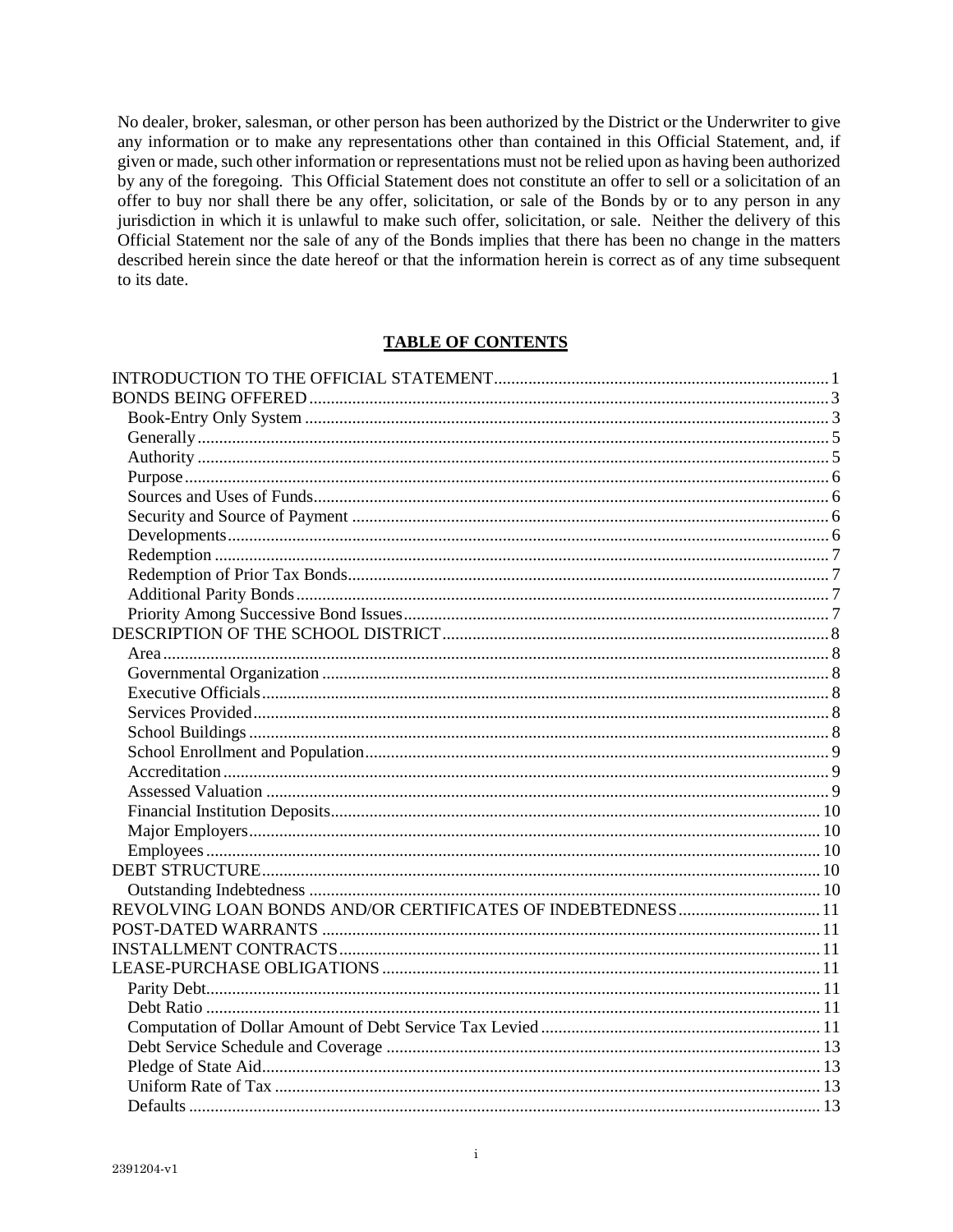No dealer, broker, salesman, or other person has been authorized by the District or the Underwriter to give any information or to make any representations other than contained in this Official Statement, and, if given or made, such other information or representations must not be relied upon as having been authorized by any of the foregoing. This Official Statement does not constitute an offer to sell or a solicitation of an offer to buy nor shall there be any offer, solicitation, or sale of the Bonds by or to any person in any jurisdiction in which it is unlawful to make such offer, solicitation, or sale. Neither the delivery of this Official Statement nor the sale of any of the Bonds implies that there has been no change in the matters described herein since the date hereof or that the information herein is correct as of any time subsequent to its date.

## TABLE OF CONTENTS

INTRODUCTION TO THE OFFICIAL STATEMENT ..... 1
BONDS BEING OFFERED ..... 3
- Book-Entry Only System ..... 3
- Generally ..... 5
- Authority ..... 5
- Purpose ..... 6
- Sources and Uses of Funds ..... 6
- Security and Source of Payment ..... 6
- Developments ..... 6
- Redemption ..... 7
- Redemption of Prior Tax Bonds ..... 7
- Additional Parity Bonds ..... 7
- Priority Among Successive Bond Issues ..... 7

DESCRIPTION OF THE SCHOOL DISTRICT ..... 8
- Area ..... 8
- Governmental Organization ..... 8
- Executive Officials ..... 8
- Services Provided ..... 8
- School Buildings ..... 8
- School Enrollment and Population ..... 9
- Accreditation ..... 9
- Assessed Valuation ..... 9
- Financial Institution Deposits ..... 10
- Major Employers ..... 10
- Employees ..... 10

DEBT STRUCTURE ..... 10
- Outstanding Indebtedness ..... 10

REVOLVING LOAN BONDS AND/OR CERTIFICATES OF INDEBTEDNESS ..... 11
POST-DATED WARRANTS ..... 11
INSTALLMENT CONTRACTS ..... 11
LEASE-PURCHASE OBLIGATIONS ..... 11
- Parity Debt ..... 11
- Debt Ratio ..... 11
- Computation of Dollar Amount of Debt Service Tax Levied ..... 11
- Debt Service Schedule and Coverage ..... 13
- Pledge of State Aid ..... 13
- Uniform Rate of Tax ..... 13
- Defaults ..... 13

2391204-v1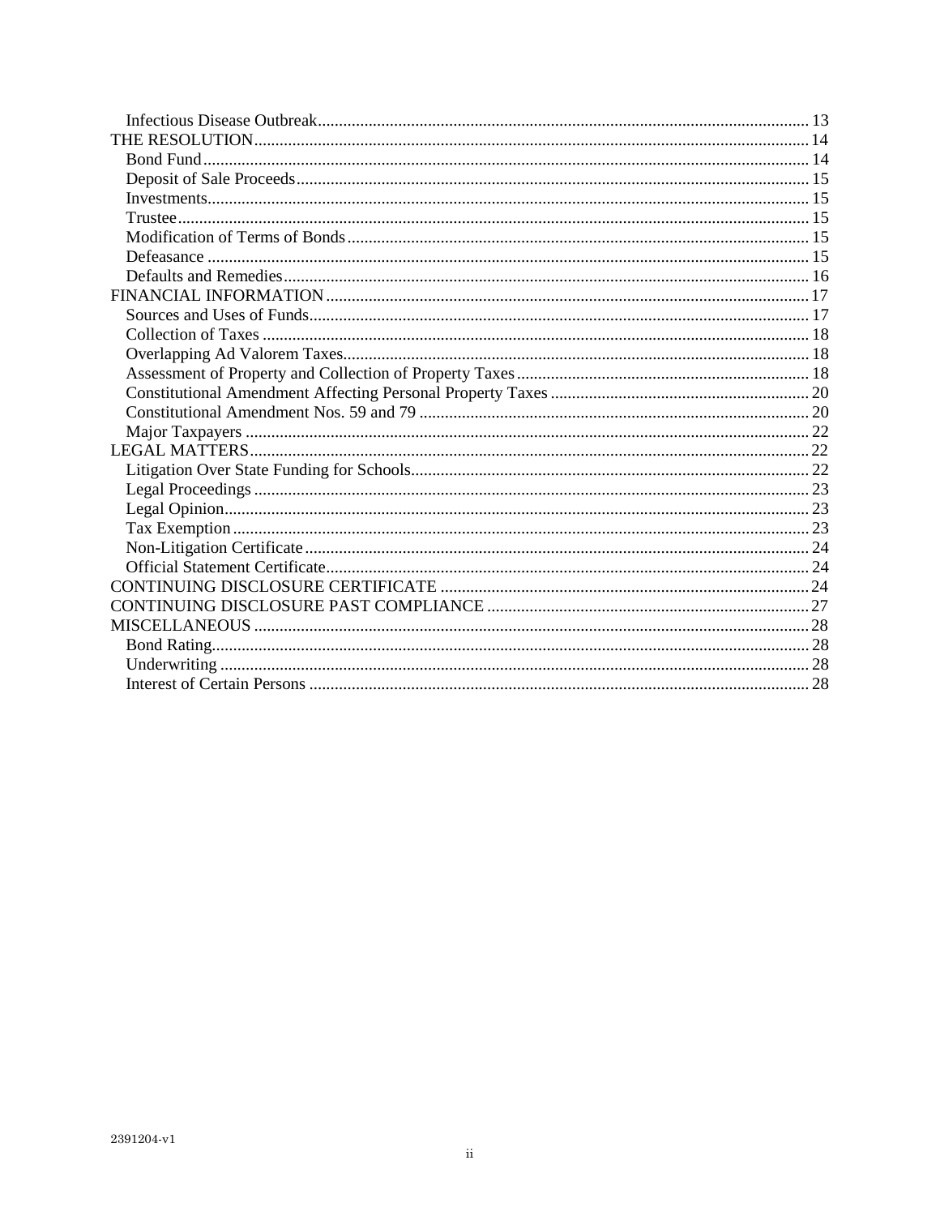Infectious Disease Outbreak .................................................................................................... 13
THE RESOLUTION .................................................................................................................. 14
Bond Fund ................................................................................................................................ 14
Deposit of Sale Proceeds .......................................................................................................... 15
Investments ............................................................................................................................... 15
Trustee ...................................................................................................................................... 15
Modification of Terms of Bonds .............................................................................................. 15
Defeasance ............................................................................................................................... 15
Defaults and Remedies ............................................................................................................. 16
FINANCIAL INFORMATION ................................................................................................. 17
Sources and Uses of Funds ....................................................................................................... 17
Collection of Taxes .................................................................................................................. 18
Overlapping Ad Valorem Taxes ............................................................................................... 18
Assessment of Property and Collection of Property Taxes ....................................................... 18
Constitutional Amendment Affecting Personal Property Taxes ............................................... 20
Constitutional Amendment Nos. 59 and 79 .............................................................................. 20
Major Taxpayers ...................................................................................................................... 22
LEGAL MATTERS ................................................................................................................... 22
Litigation Over State Funding for Schools ............................................................................... 22
Legal Proceedings .................................................................................................................... 23
Legal Opinion ........................................................................................................................... 23
Tax Exemption ......................................................................................................................... 23
Non-Litigation Certificate ........................................................................................................ 24
Official Statement Certificate ................................................................................................... 24
CONTINUING DISCLOSURE CERTIFICATE ....................................................................... 24
CONTINUING DISCLOSURE PAST COMPLIANCE ............................................................ 27
MISCELLANEOUS .................................................................................................................. 28
Bond Rating .............................................................................................................................. 28
Underwriting ............................................................................................................................ 28
Interest of Certain Persons ....................................................................................................... 28

2391204-v1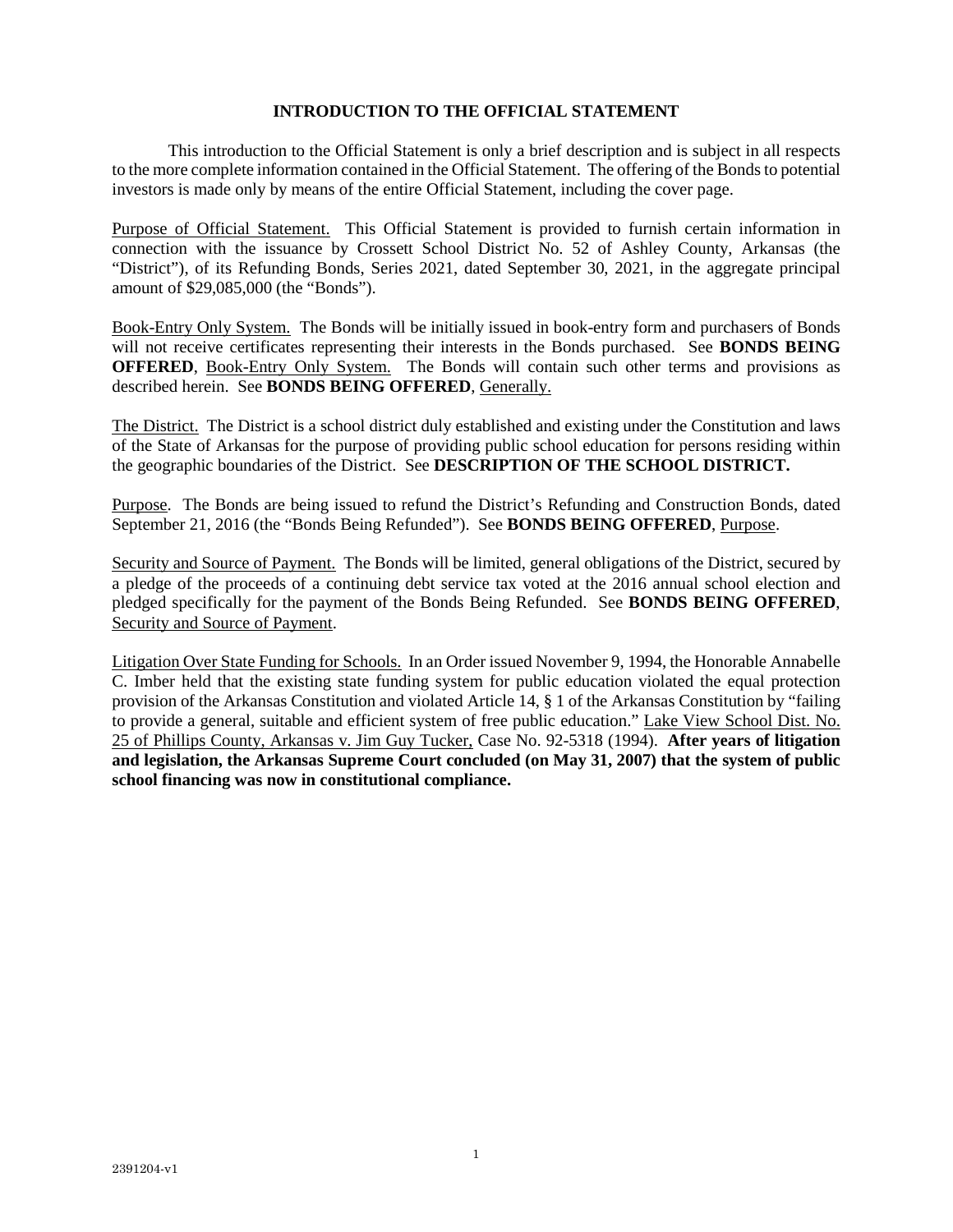## INTRODUCTION TO THE OFFICIAL STATEMENT

This introduction to the Official Statement is only a brief description and is subject in all respects to the more complete information contained in the Official Statement. The offering of the Bonds to potential investors is made only by means of the entire Official Statement, including the cover page.

Purpose of Official Statement. This Official Statement is provided to furnish certain information in connection with the issuance by Crossett School District No. 52 of Ashley County, Arkansas (the "District"), of its Refunding Bonds, Series 2021, dated September 30, 2021, in the aggregate principal amount of $29,085,000 (the "Bonds").

Book-Entry Only System. The Bonds will be initially issued in book-entry form and purchasers of Bonds will not receive certificates representing their interests in the Bonds purchased. See **BONDS BEING OFFERED**, Book-Entry Only System. The Bonds will contain such other terms and provisions as described herein. See **BONDS BEING OFFERED**, Generally.

The District. The District is a school district duly established and existing under the Constitution and laws of the State of Arkansas for the purpose of providing public school education for persons residing within the geographic boundaries of the District. See **DESCRIPTION OF THE SCHOOL DISTRICT.**

Purpose. The Bonds are being issued to refund the District's Refunding and Construction Bonds, dated September 21, 2016 (the "Bonds Being Refunded"). See **BONDS BEING OFFERED**, Purpose.

Security and Source of Payment. The Bonds will be limited, general obligations of the District, secured by a pledge of the proceeds of a continuing debt service tax voted at the 2016 annual school election and pledged specifically for the payment of the Bonds Being Refunded. See **BONDS BEING OFFERED**, Security and Source of Payment.

Litigation Over State Funding for Schools. In an Order issued November 9, 1994, the Honorable Annabelle C. Imber held that the existing state funding system for public education violated the equal protection provision of the Arkansas Constitution and violated Article 14, § 1 of the Arkansas Constitution by "failing to provide a general, suitable and efficient system of free public education." Lake View School Dist. No. 25 of Phillips County, Arkansas v. Jim Guy Tucker, Case No. 92-5318 (1994). **After years of litigation and legislation, the Arkansas Supreme Court concluded (on May 31, 2007) that the system of public school financing was now in constitutional compliance.**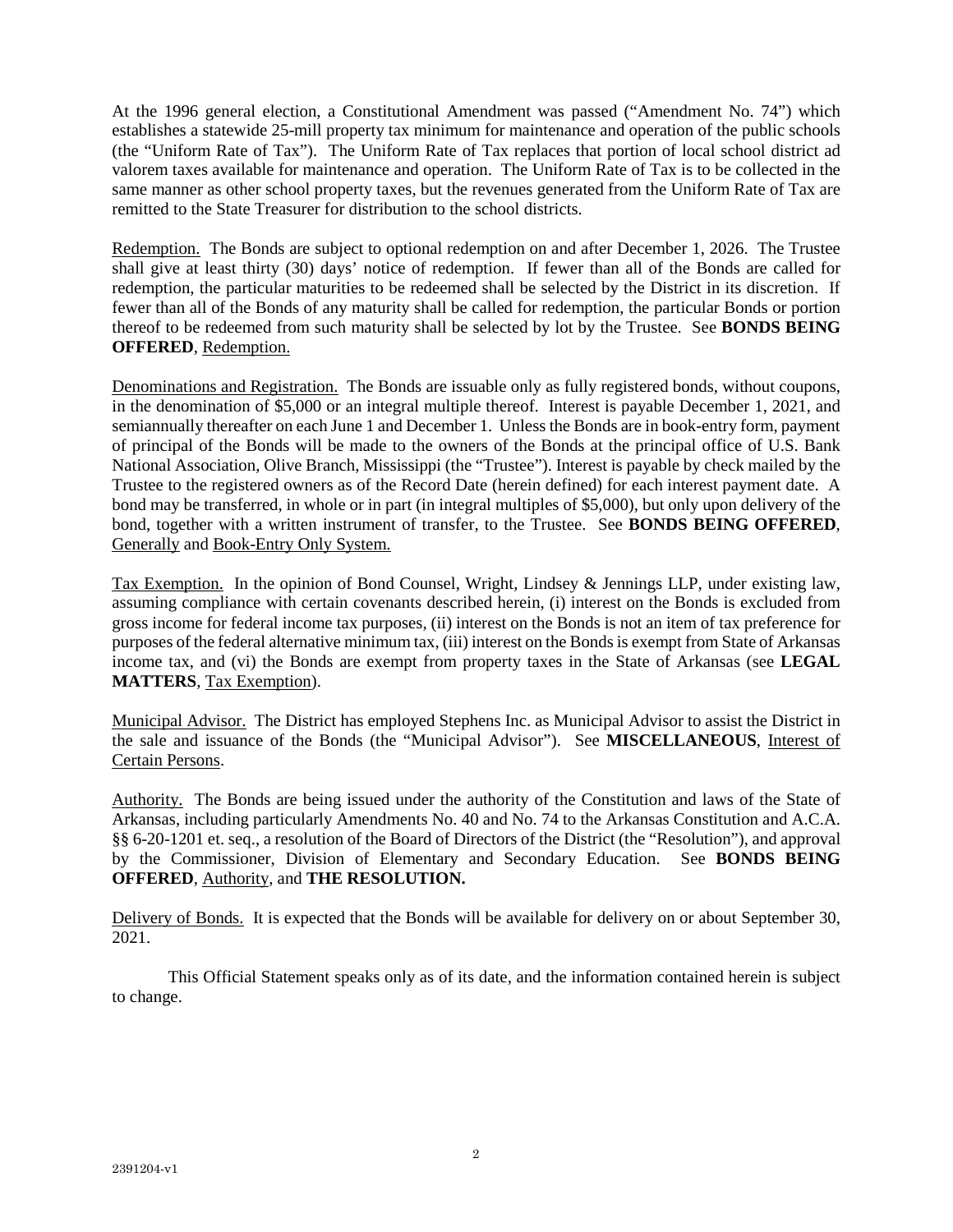At the 1996 general election, a Constitutional Amendment was passed ("Amendment No. 74") which establishes a statewide 25-mill property tax minimum for maintenance and operation of the public schools (the "Uniform Rate of Tax"). The Uniform Rate of Tax replaces that portion of local school district ad valorem taxes available for maintenance and operation. The Uniform Rate of Tax is to be collected in the same manner as other school property taxes, but the revenues generated from the Uniform Rate of Tax are remitted to the State Treasurer for distribution to the school districts.

Redemption. The Bonds are subject to optional redemption on and after December 1, 2026. The Trustee shall give at least thirty (30) days' notice of redemption. If fewer than all of the Bonds are called for redemption, the particular maturities to be redeemed shall be selected by the District in its discretion. If fewer than all of the Bonds of any maturity shall be called for redemption, the particular Bonds or portion thereof to be redeemed from such maturity shall be selected by lot by the Trustee. See **BONDS BEING OFFERED**, Redemption.

Denominations and Registration. The Bonds are issuable only as fully registered bonds, without coupons, in the denomination of $5,000 or an integral multiple thereof. Interest is payable December 1, 2021, and semiannually thereafter on each June 1 and December 1. Unless the Bonds are in book-entry form, payment of principal of the Bonds will be made to the owners of the Bonds at the principal office of U.S. Bank National Association, Olive Branch, Mississippi (the "Trustee"). Interest is payable by check mailed by the Trustee to the registered owners as of the Record Date (herein defined) for each interest payment date. A bond may be transferred, in whole or in part (in integral multiples of $5,000), but only upon delivery of the bond, together with a written instrument of transfer, to the Trustee. See **BONDS BEING OFFERED**, Generally and Book-Entry Only System.

Tax Exemption. In the opinion of Bond Counsel, Wright, Lindsey & Jennings LLP, under existing law, assuming compliance with certain covenants described herein, (i) interest on the Bonds is excluded from gross income for federal income tax purposes, (ii) interest on the Bonds is not an item of tax preference for purposes of the federal alternative minimum tax, (iii) interest on the Bonds is exempt from State of Arkansas income tax, and (vi) the Bonds are exempt from property taxes in the State of Arkansas (see **LEGAL MATTERS**, Tax Exemption).

Municipal Advisor. The District has employed Stephens Inc. as Municipal Advisor to assist the District in the sale and issuance of the Bonds (the "Municipal Advisor"). See **MISCELLANEOUS**, Interest of Certain Persons.

Authority. The Bonds are being issued under the authority of the Constitution and laws of the State of Arkansas, including particularly Amendments No. 40 and No. 74 to the Arkansas Constitution and A.C.A. §§ 6-20-1201 et. seq., a resolution of the Board of Directors of the District (the "Resolution"), and approval by the Commissioner, Division of Elementary and Secondary Education. See **BONDS BEING OFFERED**, Authority, and **THE RESOLUTION.**

Delivery of Bonds. It is expected that the Bonds will be available for delivery on or about September 30, 2021.

This Official Statement speaks only as of its date, and the information contained herein is subject to change.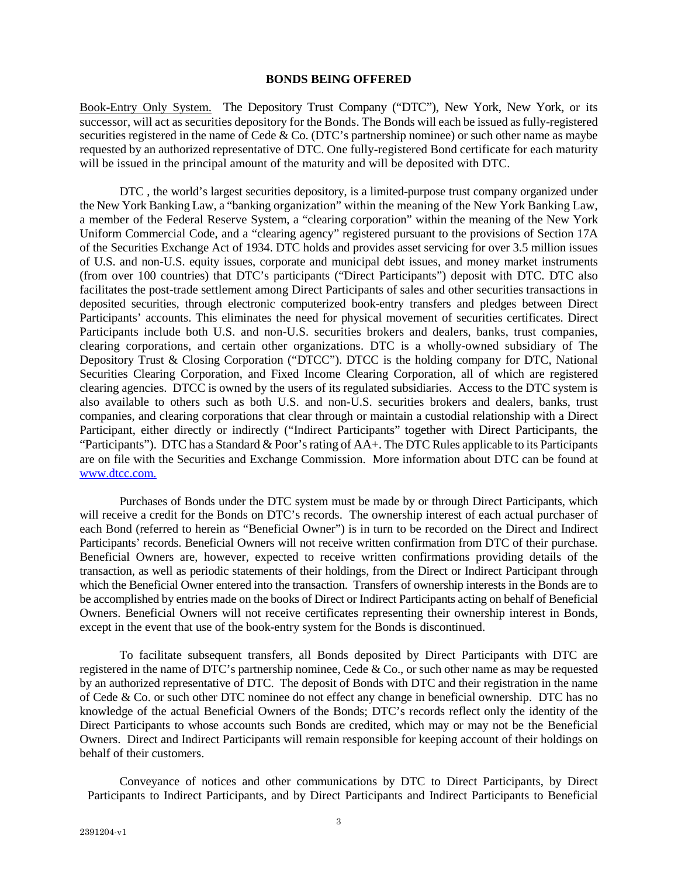## BONDS BEING OFFERED

Book-Entry Only System. The Depository Trust Company ("DTC"), New York, New York, or its successor, will act as securities depository for the Bonds. The Bonds will each be issued as fully-registered securities registered in the name of Cede & Co. (DTC's partnership nominee) or such other name as maybe requested by an authorized representative of DTC. One fully-registered Bond certificate for each maturity will be issued in the principal amount of the maturity and will be deposited with DTC.

DTC , the world's largest securities depository, is a limited-purpose trust company organized under the New York Banking Law, a "banking organization" within the meaning of the New York Banking Law, a member of the Federal Reserve System, a "clearing corporation" within the meaning of the New York Uniform Commercial Code, and a "clearing agency" registered pursuant to the provisions of Section 17A of the Securities Exchange Act of 1934. DTC holds and provides asset servicing for over 3.5 million issues of U.S. and non-U.S. equity issues, corporate and municipal debt issues, and money market instruments (from over 100 countries) that DTC's participants ("Direct Participants") deposit with DTC. DTC also facilitates the post-trade settlement among Direct Participants of sales and other securities transactions in deposited securities, through electronic computerized book-entry transfers and pledges between Direct Participants' accounts. This eliminates the need for physical movement of securities certificates. Direct Participants include both U.S. and non-U.S. securities brokers and dealers, banks, trust companies, clearing corporations, and certain other organizations. DTC is a wholly-owned subsidiary of The Depository Trust & Closing Corporation ("DTCC"). DTCC is the holding company for DTC, National Securities Clearing Corporation, and Fixed Income Clearing Corporation, all of which are registered clearing agencies. DTCC is owned by the users of its regulated subsidiaries. Access to the DTC system is also available to others such as both U.S. and non-U.S. securities brokers and dealers, banks, trust companies, and clearing corporations that clear through or maintain a custodial relationship with a Direct Participant, either directly or indirectly ("Indirect Participants" together with Direct Participants, the "Participants"). DTC has a Standard & Poor's rating of AA+. The DTC Rules applicable to its Participants are on file with the Securities and Exchange Commission. More information about DTC can be found at www.dtcc.com.

Purchases of Bonds under the DTC system must be made by or through Direct Participants, which will receive a credit for the Bonds on DTC's records. The ownership interest of each actual purchaser of each Bond (referred to herein as "Beneficial Owner") is in turn to be recorded on the Direct and Indirect Participants' records. Beneficial Owners will not receive written confirmation from DTC of their purchase. Beneficial Owners are, however, expected to receive written confirmations providing details of the transaction, as well as periodic statements of their holdings, from the Direct or Indirect Participant through which the Beneficial Owner entered into the transaction. Transfers of ownership interests in the Bonds are to be accomplished by entries made on the books of Direct or Indirect Participants acting on behalf of Beneficial Owners. Beneficial Owners will not receive certificates representing their ownership interest in Bonds, except in the event that use of the book-entry system for the Bonds is discontinued.

To facilitate subsequent transfers, all Bonds deposited by Direct Participants with DTC are registered in the name of DTC's partnership nominee, Cede & Co., or such other name as may be requested by an authorized representative of DTC. The deposit of Bonds with DTC and their registration in the name of Cede & Co. or such other DTC nominee do not effect any change in beneficial ownership. DTC has no knowledge of the actual Beneficial Owners of the Bonds; DTC's records reflect only the identity of the Direct Participants to whose accounts such Bonds are credited, which may or may not be the Beneficial Owners. Direct and Indirect Participants will remain responsible for keeping account of their holdings on behalf of their customers.

Conveyance of notices and other communications by DTC to Direct Participants, by Direct Participants to Indirect Participants, and by Direct Participants and Indirect Participants to Beneficial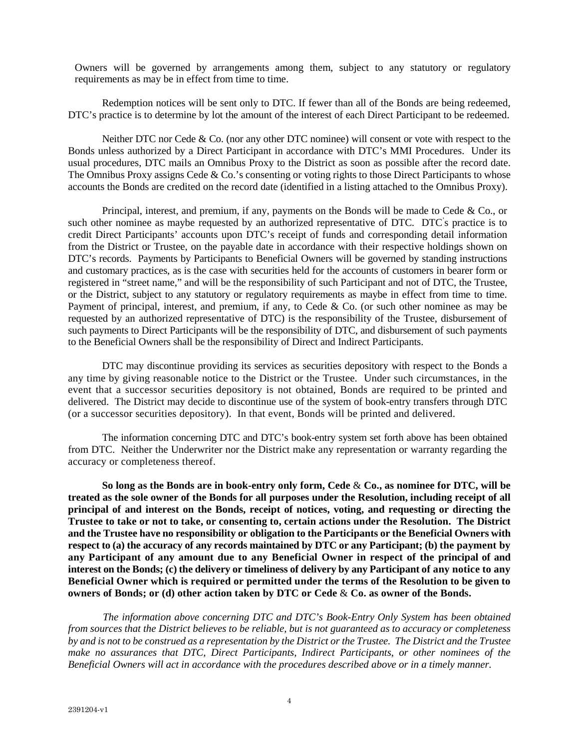Owners will be governed by arrangements among them, subject to any statutory or regulatory requirements as may be in effect from time to time.

Redemption notices will be sent only to DTC. If fewer than all of the Bonds are being redeemed, DTC's practice is to determine by lot the amount of the interest of each Direct Participant to be redeemed.

Neither DTC nor Cede & Co. (nor any other DTC nominee) will consent or vote with respect to the Bonds unless authorized by a Direct Participant in accordance with DTC's MMI Procedures. Under its usual procedures, DTC mails an Omnibus Proxy to the District as soon as possible after the record date. The Omnibus Proxy assigns Cede & Co.'s consenting or voting rights to those Direct Participants to whose accounts the Bonds are credited on the record date (identified in a listing attached to the Omnibus Proxy).

Principal, interest, and premium, if any, payments on the Bonds will be made to Cede & Co., or such other nominee as maybe requested by an authorized representative of DTC. DTC's practice is to credit Direct Participants' accounts upon DTC's receipt of funds and corresponding detail information from the District or Trustee, on the payable date in accordance with their respective holdings shown on DTC's records. Payments by Participants to Beneficial Owners will be governed by standing instructions and customary practices, as is the case with securities held for the accounts of customers in bearer form or registered in "street name," and will be the responsibility of such Participant and not of DTC, the Trustee, or the District, subject to any statutory or regulatory requirements as maybe in effect from time to time. Payment of principal, interest, and premium, if any, to Cede & Co. (or such other nominee as may be requested by an authorized representative of DTC) is the responsibility of the Trustee, disbursement of such payments to Direct Participants will be the responsibility of DTC, and disbursement of such payments to the Beneficial Owners shall be the responsibility of Direct and Indirect Participants.

DTC may discontinue providing its services as securities depository with respect to the Bonds a any time by giving reasonable notice to the District or the Trustee. Under such circumstances, in the event that a successor securities depository is not obtained, Bonds are required to be printed and delivered. The District may decide to discontinue use of the system of book-entry transfers through DTC (or a successor securities depository). In that event, Bonds will be printed and delivered.

The information concerning DTC and DTC's book-entry system set forth above has been obtained from DTC. Neither the Underwriter nor the District make any representation or warranty regarding the accuracy or completeness thereof.

**So long as the Bonds are in book-entry only form, Cede & Co., as nominee for DTC, will be treated as the sole owner of the Bonds for all purposes under the Resolution, including receipt of all principal of and interest on the Bonds, receipt of notices, voting, and requesting or directing the Trustee to take or not to take, or consenting to, certain actions under the Resolution. The District and the Trustee have no responsibility or obligation to the Participants or the Beneficial Owners with respect to (a) the accuracy of any records maintained by DTC or any Participant; (b) the payment by any Participant of any amount due to any Beneficial Owner in respect of the principal of and interest on the Bonds; (c) the delivery or timeliness of delivery by any Participant of any notice to any Beneficial Owner which is required or permitted under the terms of the Resolution to be given to owners of Bonds; or (d) other action taken by DTC or Cede & Co. as owner of the Bonds.**

*The information above concerning DTC and DTC's Book-Entry Only System has been obtained from sources that the District believes to be reliable, but is not guaranteed as to accuracy or completeness by and is not to be construed as a representation by the District or the Trustee. The District and the Trustee make no assurances that DTC, Direct Participants, Indirect Participants, or other nominees of the Beneficial Owners will act in accordance with the procedures described above or in a timely manner.*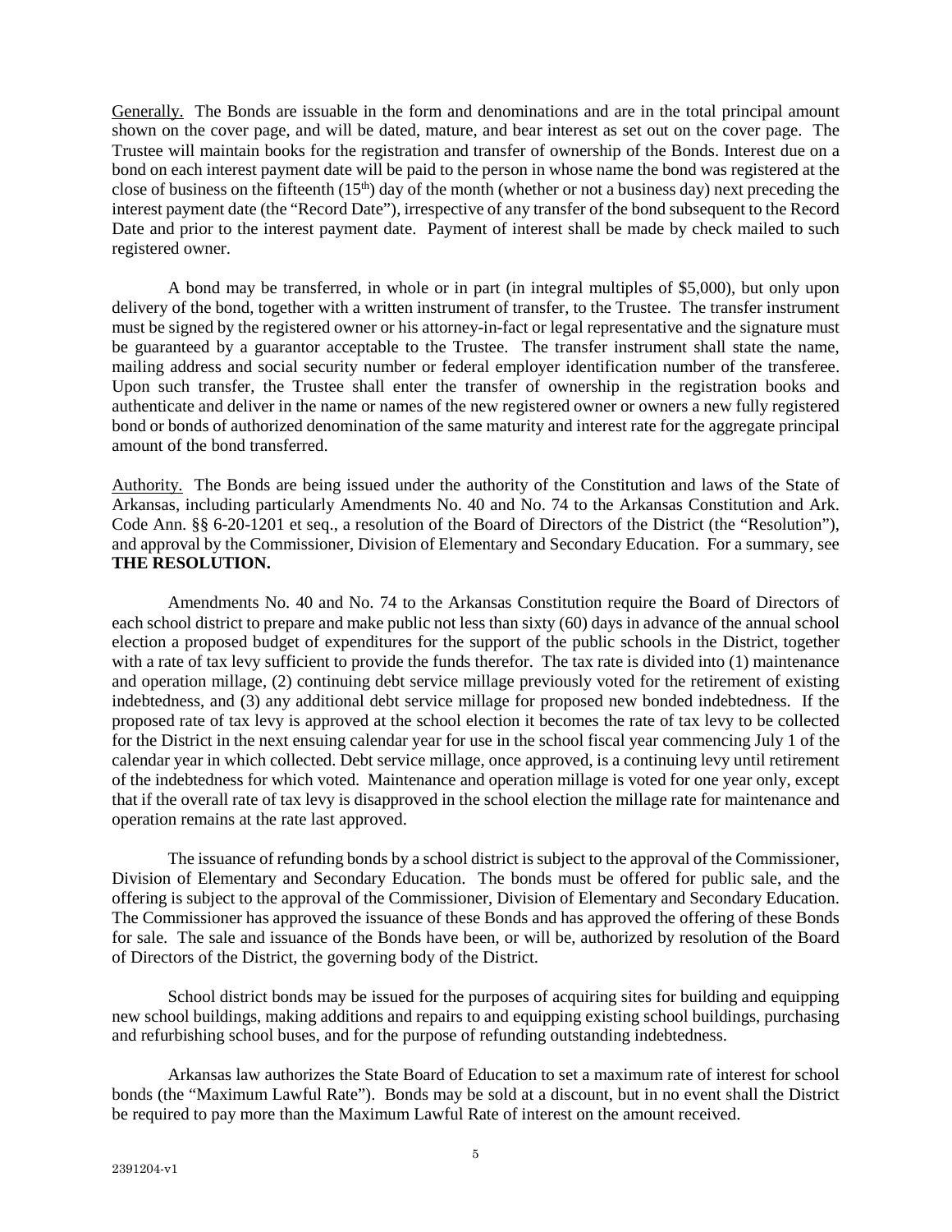Generally. The Bonds are issuable in the form and denominations and are in the total principal amount shown on the cover page, and will be dated, mature, and bear interest as set out on the cover page. The Trustee will maintain books for the registration and transfer of ownership of the Bonds. Interest due on a bond on each interest payment date will be paid to the person in whose name the bond was registered at the close of business on the fifteenth (15th) day of the month (whether or not a business day) next preceding the interest payment date (the "Record Date"), irrespective of any transfer of the bond subsequent to the Record Date and prior to the interest payment date. Payment of interest shall be made by check mailed to such registered owner.

A bond may be transferred, in whole or in part (in integral multiples of $5,000), but only upon delivery of the bond, together with a written instrument of transfer, to the Trustee. The transfer instrument must be signed by the registered owner or his attorney-in-fact or legal representative and the signature must be guaranteed by a guarantor acceptable to the Trustee. The transfer instrument shall state the name, mailing address and social security number or federal employer identification number of the transferee. Upon such transfer, the Trustee shall enter the transfer of ownership in the registration books and authenticate and deliver in the name or names of the new registered owner or owners a new fully registered bond or bonds of authorized denomination of the same maturity and interest rate for the aggregate principal amount of the bond transferred.

Authority. The Bonds are being issued under the authority of the Constitution and laws of the State of Arkansas, including particularly Amendments No. 40 and No. 74 to the Arkansas Constitution and Ark. Code Ann. §§ 6-20-1201 et seq., a resolution of the Board of Directors of the District (the "Resolution"), and approval by the Commissioner, Division of Elementary and Secondary Education. For a summary, see **THE RESOLUTION.**

Amendments No. 40 and No. 74 to the Arkansas Constitution require the Board of Directors of each school district to prepare and make public not less than sixty (60) days in advance of the annual school election a proposed budget of expenditures for the support of the public schools in the District, together with a rate of tax levy sufficient to provide the funds therefor. The tax rate is divided into (1) maintenance and operation millage, (2) continuing debt service millage previously voted for the retirement of existing indebtedness, and (3) any additional debt service millage for proposed new bonded indebtedness. If the proposed rate of tax levy is approved at the school election it becomes the rate of tax levy to be collected for the District in the next ensuing calendar year for use in the school fiscal year commencing July 1 of the calendar year in which collected. Debt service millage, once approved, is a continuing levy until retirement of the indebtedness for which voted. Maintenance and operation millage is voted for one year only, except that if the overall rate of tax levy is disapproved in the school election the millage rate for maintenance and operation remains at the rate last approved.

The issuance of refunding bonds by a school district is subject to the approval of the Commissioner, Division of Elementary and Secondary Education. The bonds must be offered for public sale, and the offering is subject to the approval of the Commissioner, Division of Elementary and Secondary Education. The Commissioner has approved the issuance of these Bonds and has approved the offering of these Bonds for sale. The sale and issuance of the Bonds have been, or will be, authorized by resolution of the Board of Directors of the District, the governing body of the District.

School district bonds may be issued for the purposes of acquiring sites for building and equipping new school buildings, making additions and repairs to and equipping existing school buildings, purchasing and refurbishing school buses, and for the purpose of refunding outstanding indebtedness.

Arkansas law authorizes the State Board of Education to set a maximum rate of interest for school bonds (the "Maximum Lawful Rate"). Bonds may be sold at a discount, but in no event shall the District be required to pay more than the Maximum Lawful Rate of interest on the amount received.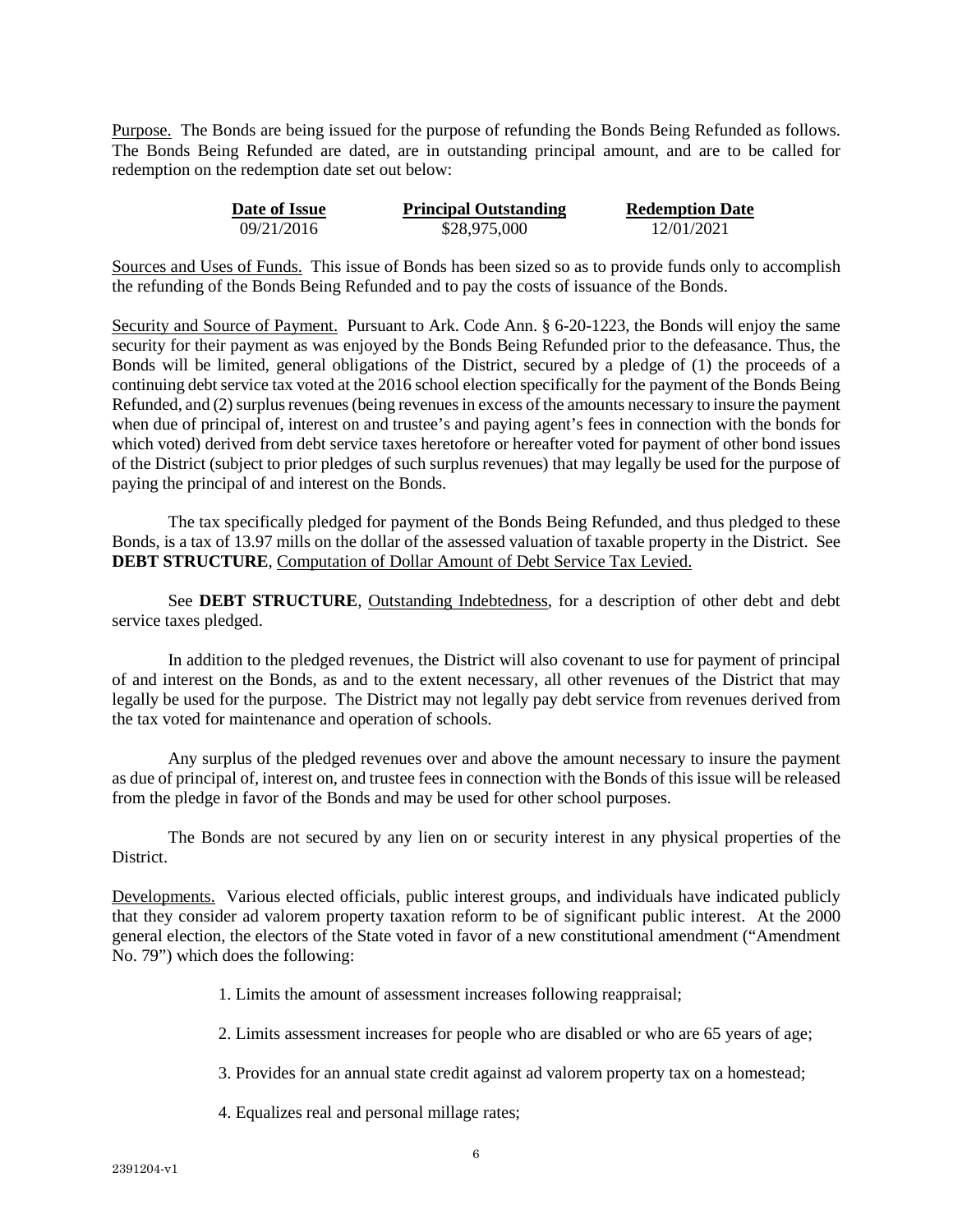Purpose. The Bonds are being issued for the purpose of refunding the Bonds Being Refunded as follows. The Bonds Being Refunded are dated, are in outstanding principal amount, and are to be called for redemption on the redemption date set out below:

| Date of Issue | Principal Outstanding | Redemption Date |
|---|---|---|
| 09/21/2016 | $28,975,000 | 12/01/2021 |

Sources and Uses of Funds. This issue of Bonds has been sized so as to provide funds only to accomplish the refunding of the Bonds Being Refunded and to pay the costs of issuance of the Bonds.

Security and Source of Payment. Pursuant to Ark. Code Ann. § 6-20-1223, the Bonds will enjoy the same security for their payment as was enjoyed by the Bonds Being Refunded prior to the defeasance. Thus, the Bonds will be limited, general obligations of the District, secured by a pledge of (1) the proceeds of a continuing debt service tax voted at the 2016 school election specifically for the payment of the Bonds Being Refunded, and (2) surplus revenues (being revenues in excess of the amounts necessary to insure the payment when due of principal of, interest on and trustee's and paying agent's fees in connection with the bonds for which voted) derived from debt service taxes heretofore or hereafter voted for payment of other bond issues of the District (subject to prior pledges of such surplus revenues) that may legally be used for the purpose of paying the principal of and interest on the Bonds.

The tax specifically pledged for payment of the Bonds Being Refunded, and thus pledged to these Bonds, is a tax of 13.97 mills on the dollar of the assessed valuation of taxable property in the District. See **DEBT STRUCTURE**, Computation of Dollar Amount of Debt Service Tax Levied.

See **DEBT STRUCTURE**, Outstanding Indebtedness, for a description of other debt and debt service taxes pledged.

In addition to the pledged revenues, the District will also covenant to use for payment of principal of and interest on the Bonds, as and to the extent necessary, all other revenues of the District that may legally be used for the purpose. The District may not legally pay debt service from revenues derived from the tax voted for maintenance and operation of schools.

Any surplus of the pledged revenues over and above the amount necessary to insure the payment as due of principal of, interest on, and trustee fees in connection with the Bonds of this issue will be released from the pledge in favor of the Bonds and may be used for other school purposes.

The Bonds are not secured by any lien on or security interest in any physical properties of the District.

Developments. Various elected officials, public interest groups, and individuals have indicated publicly that they consider ad valorem property taxation reform to be of significant public interest. At the 2000 general election, the electors of the State voted in favor of a new constitutional amendment ("Amendment No. 79") which does the following:

1. Limits the amount of assessment increases following reappraisal;

2. Limits assessment increases for people who are disabled or who are 65 years of age;

3. Provides for an annual state credit against ad valorem property tax on a homestead;

4. Equalizes real and personal millage rates;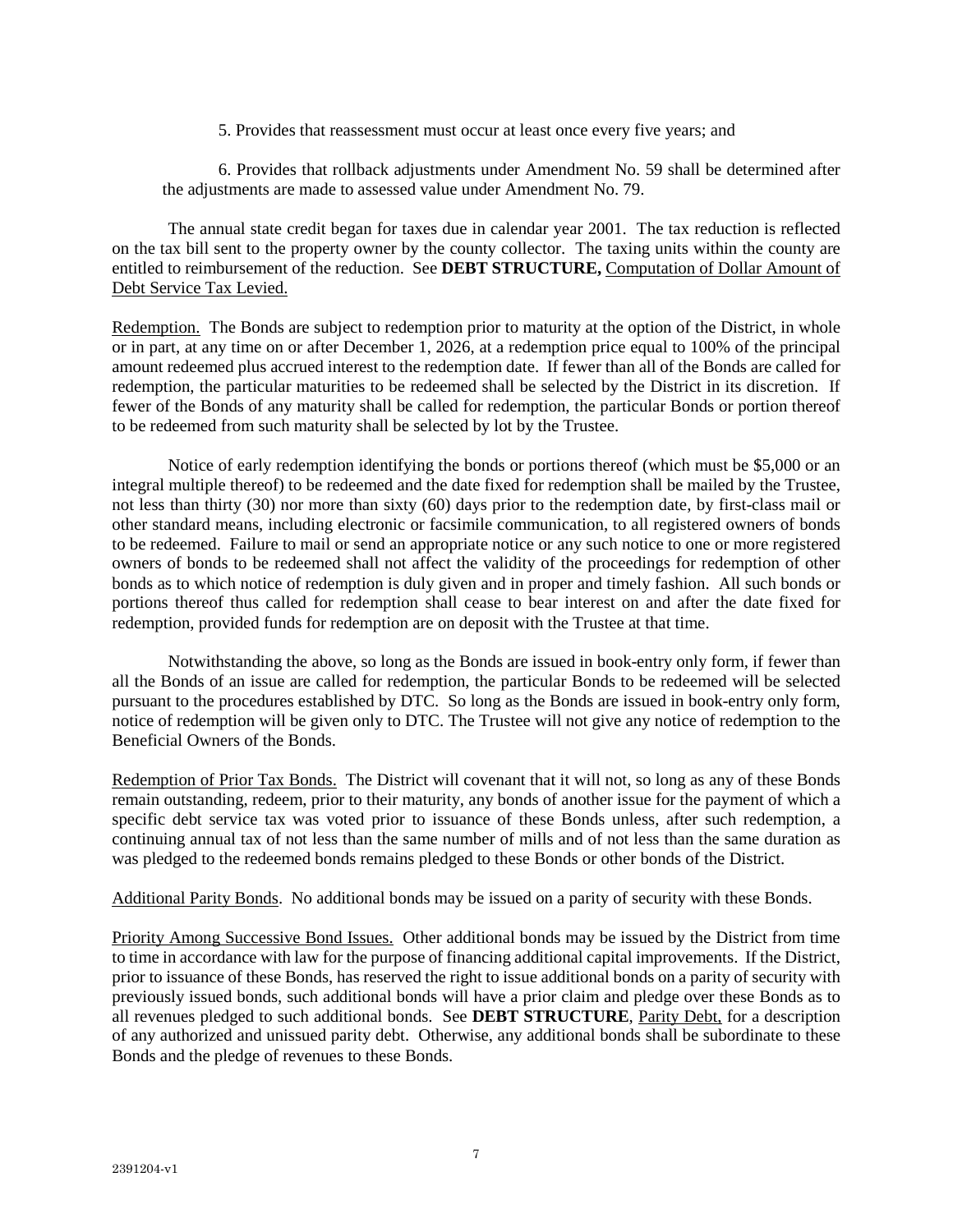5. Provides that reassessment must occur at least once every five years; and

6. Provides that rollback adjustments under Amendment No. 59 shall be determined after the adjustments are made to assessed value under Amendment No. 79.

The annual state credit began for taxes due in calendar year 2001. The tax reduction is reflected on the tax bill sent to the property owner by the county collector. The taxing units within the county are entitled to reimbursement of the reduction. See **DEBT STRUCTURE,** Computation of Dollar Amount of Debt Service Tax Levied.

Redemption. The Bonds are subject to redemption prior to maturity at the option of the District, in whole or in part, at any time on or after December 1, 2026, at a redemption price equal to 100% of the principal amount redeemed plus accrued interest to the redemption date. If fewer than all of the Bonds are called for redemption, the particular maturities to be redeemed shall be selected by the District in its discretion. If fewer of the Bonds of any maturity shall be called for redemption, the particular Bonds or portion thereof to be redeemed from such maturity shall be selected by lot by the Trustee.

Notice of early redemption identifying the bonds or portions thereof (which must be $5,000 or an integral multiple thereof) to be redeemed and the date fixed for redemption shall be mailed by the Trustee, not less than thirty (30) nor more than sixty (60) days prior to the redemption date, by first-class mail or other standard means, including electronic or facsimile communication, to all registered owners of bonds to be redeemed. Failure to mail or send an appropriate notice or any such notice to one or more registered owners of bonds to be redeemed shall not affect the validity of the proceedings for redemption of other bonds as to which notice of redemption is duly given and in proper and timely fashion. All such bonds or portions thereof thus called for redemption shall cease to bear interest on and after the date fixed for redemption, provided funds for redemption are on deposit with the Trustee at that time.

Notwithstanding the above, so long as the Bonds are issued in book-entry only form, if fewer than all the Bonds of an issue are called for redemption, the particular Bonds to be redeemed will be selected pursuant to the procedures established by DTC. So long as the Bonds are issued in book-entry only form, notice of redemption will be given only to DTC. The Trustee will not give any notice of redemption to the Beneficial Owners of the Bonds.

Redemption of Prior Tax Bonds. The District will covenant that it will not, so long as any of these Bonds remain outstanding, redeem, prior to their maturity, any bonds of another issue for the payment of which a specific debt service tax was voted prior to issuance of these Bonds unless, after such redemption, a continuing annual tax of not less than the same number of mills and of not less than the same duration as was pledged to the redeemed bonds remains pledged to these Bonds or other bonds of the District.

Additional Parity Bonds. No additional bonds may be issued on a parity of security with these Bonds.

Priority Among Successive Bond Issues. Other additional bonds may be issued by the District from time to time in accordance with law for the purpose of financing additional capital improvements. If the District, prior to issuance of these Bonds, has reserved the right to issue additional bonds on a parity of security with previously issued bonds, such additional bonds will have a prior claim and pledge over these Bonds as to all revenues pledged to such additional bonds. See **DEBT STRUCTURE**, Parity Debt, for a description of any authorized and unissued parity debt. Otherwise, any additional bonds shall be subordinate to these Bonds and the pledge of revenues to these Bonds.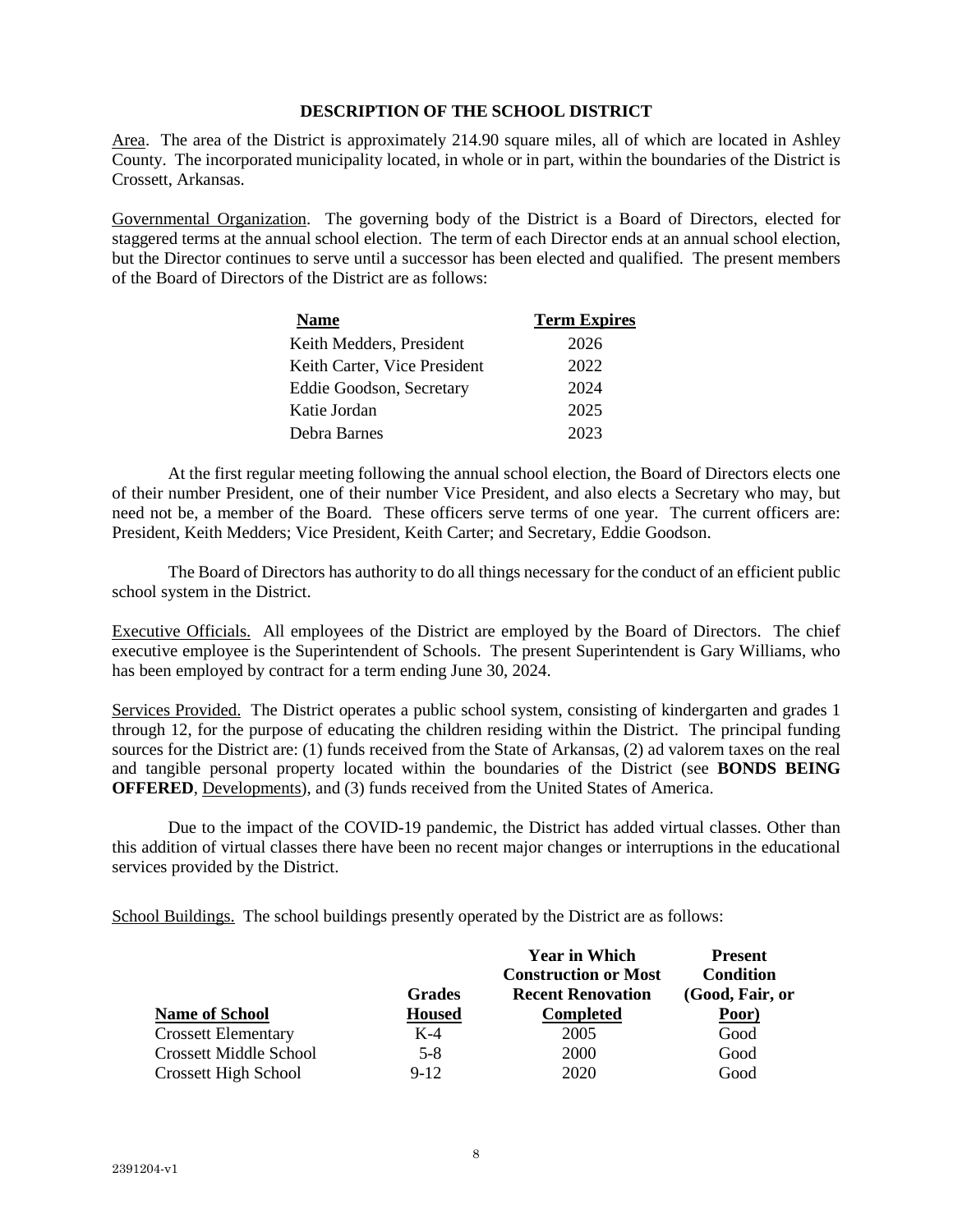## DESCRIPTION OF THE SCHOOL DISTRICT

Area. The area of the District is approximately 214.90 square miles, all of which are located in Ashley County. The incorporated municipality located, in whole or in part, within the boundaries of the District is Crossett, Arkansas.

Governmental Organization. The governing body of the District is a Board of Directors, elected for staggered terms at the annual school election. The term of each Director ends at an annual school election, but the Director continues to serve until a successor has been elected and qualified. The present members of the Board of Directors of the District are as follows:

| Name | Term Expires |
|---|---|
| Keith Medders, President | 2026 |
| Keith Carter, Vice President | 2022 |
| Eddie Goodson, Secretary | 2024 |
| Katie Jordan | 2025 |
| Debra Barnes | 2023 |

At the first regular meeting following the annual school election, the Board of Directors elects one of their number President, one of their number Vice President, and also elects a Secretary who may, but need not be, a member of the Board. These officers serve terms of one year. The current officers are: President, Keith Medders; Vice President, Keith Carter; and Secretary, Eddie Goodson.

The Board of Directors has authority to do all things necessary for the conduct of an efficient public school system in the District.

Executive Officials. All employees of the District are employed by the Board of Directors. The chief executive employee is the Superintendent of Schools. The present Superintendent is Gary Williams, who has been employed by contract for a term ending June 30, 2024.

Services Provided. The District operates a public school system, consisting of kindergarten and grades 1 through 12, for the purpose of educating the children residing within the District. The principal funding sources for the District are: (1) funds received from the State of Arkansas, (2) ad valorem taxes on the real and tangible personal property located within the boundaries of the District (see **BONDS BEING OFFERED**, Developments), and (3) funds received from the United States of America.

Due to the impact of the COVID-19 pandemic, the District has added virtual classes. Other than this addition of virtual classes there have been no recent major changes or interruptions in the educational services provided by the District.

School Buildings. The school buildings presently operated by the District are as follows:

| Name of School | Grades Housed | Year in Which Construction or Most Recent Renovation Completed | Present Condition (Good, Fair, or Poor) |
|---|---|---|---|
| Crossett Elementary | K-4 | 2005 | Good |
| Crossett Middle School | 5-8 | 2000 | Good |
| Crossett High School | 9-12 | 2020 | Good |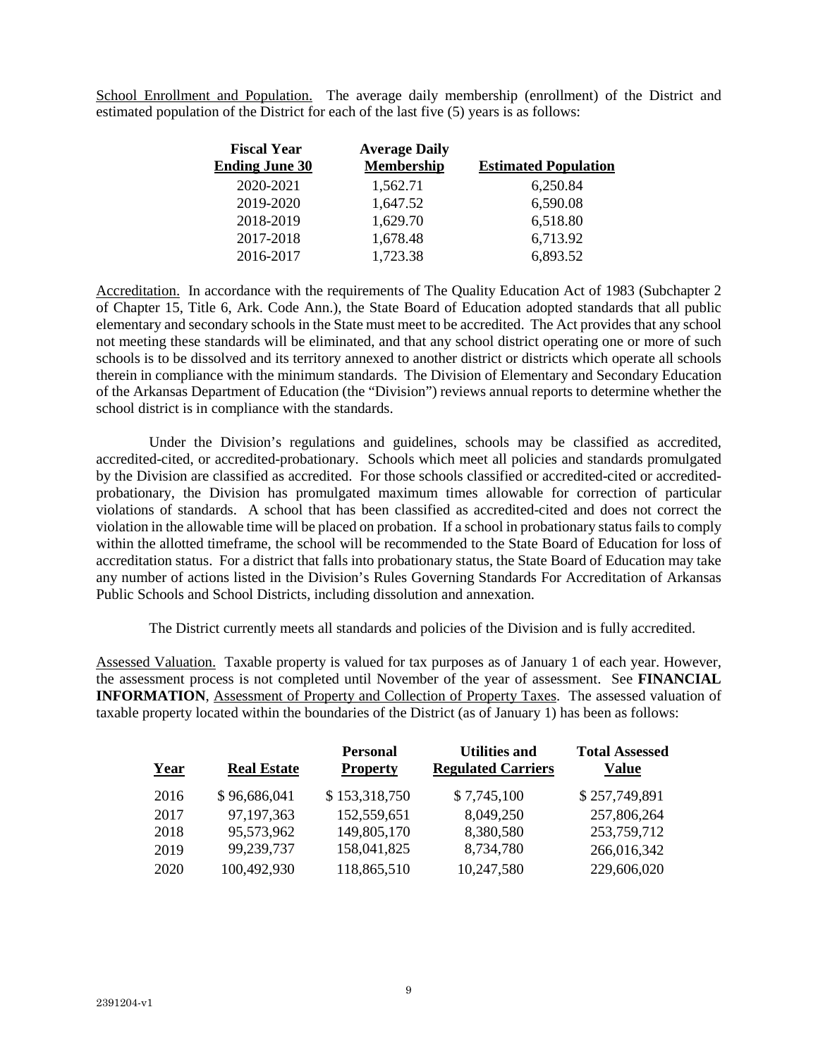School Enrollment and Population. The average daily membership (enrollment) of the District and estimated population of the District for each of the last five (5) years is as follows:

| Fiscal Year Ending June 30 | Average Daily Membership | Estimated Population |
|---|---|---|
| 2020-2021 | 1,562.71 | 6,250.84 |
| 2019-2020 | 1,647.52 | 6,590.08 |
| 2018-2019 | 1,629.70 | 6,518.80 |
| 2017-2018 | 1,678.48 | 6,713.92 |
| 2016-2017 | 1,723.38 | 6,893.52 |

Accreditation. In accordance with the requirements of The Quality Education Act of 1983 (Subchapter 2 of Chapter 15, Title 6, Ark. Code Ann.), the State Board of Education adopted standards that all public elementary and secondary schools in the State must meet to be accredited. The Act provides that any school not meeting these standards will be eliminated, and that any school district operating one or more of such schools is to be dissolved and its territory annexed to another district or districts which operate all schools therein in compliance with the minimum standards. The Division of Elementary and Secondary Education of the Arkansas Department of Education (the "Division") reviews annual reports to determine whether the school district is in compliance with the standards.

Under the Division's regulations and guidelines, schools may be classified as accredited, accredited-cited, or accredited-probationary. Schools which meet all policies and standards promulgated by the Division are classified as accredited. For those schools classified or accredited-cited or accredited-probationary, the Division has promulgated maximum times allowable for correction of particular violations of standards. A school that has been classified as accredited-cited and does not correct the violation in the allowable time will be placed on probation. If a school in probationary status fails to comply within the allotted timeframe, the school will be recommended to the State Board of Education for loss of accreditation status. For a district that falls into probationary status, the State Board of Education may take any number of actions listed in the Division's Rules Governing Standards For Accreditation of Arkansas Public Schools and School Districts, including dissolution and annexation.

The District currently meets all standards and policies of the Division and is fully accredited.

Assessed Valuation. Taxable property is valued for tax purposes as of January 1 of each year. However, the assessment process is not completed until November of the year of assessment. See **FINANCIAL INFORMATION**, Assessment of Property and Collection of Property Taxes. The assessed valuation of taxable property located within the boundaries of the District (as of January 1) has been as follows:

| Year | Real Estate | Personal Property | Utilities and Regulated Carriers | Total Assessed Value |
|---|---|---|---|---|
| 2016 | $ 96,686,041 | $ 153,318,750 | $ 7,745,100 | $ 257,749,891 |
| 2017 | 97,197,363 | 152,559,651 | 8,049,250 | 257,806,264 |
| 2018 | 95,573,962 | 149,805,170 | 8,380,580 | 253,759,712 |
| 2019 | 99,239,737 | 158,041,825 | 8,734,780 | 266,016,342 |
| 2020 | 100,492,930 | 118,865,510 | 10,247,580 | 229,606,020 |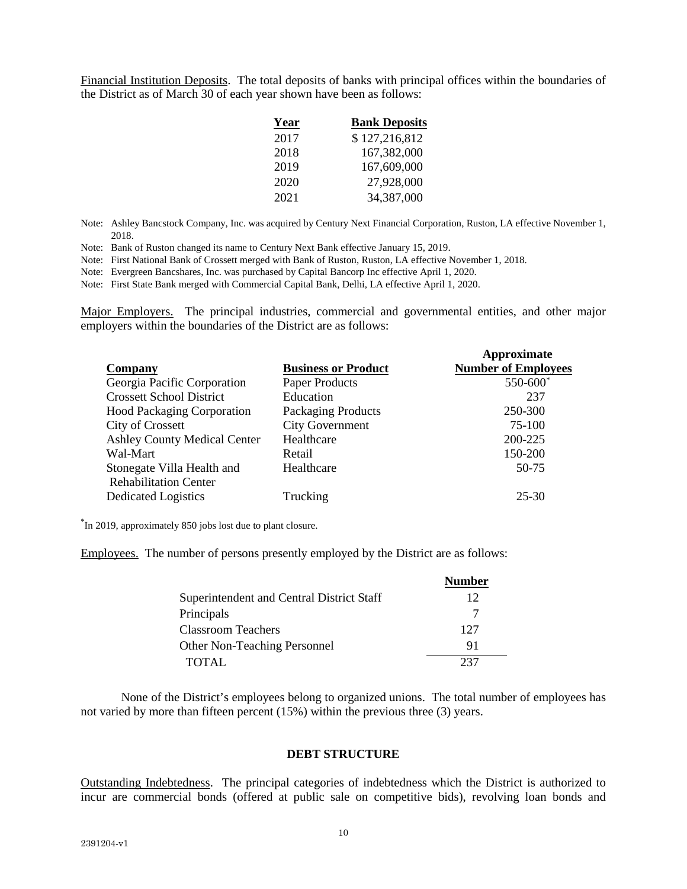Financial Institution Deposits. The total deposits of banks with principal offices within the boundaries of the District as of March 30 of each year shown have been as follows:

| Year | Bank Deposits |
|---|---|
| 2017 | $ 127,216,812 |
| 2018 | 167,382,000 |
| 2019 | 167,609,000 |
| 2020 | 27,928,000 |
| 2021 | 34,387,000 |

Note: Ashley Bancstock Company, Inc. was acquired by Century Next Financial Corporation, Ruston, LA effective November 1, 2018.

Note: Bank of Ruston changed its name to Century Next Bank effective January 15, 2019.

Note: First National Bank of Crossett merged with Bank of Ruston, Ruston, LA effective November 1, 2018.

Note: Evergreen Bancshares, Inc. was purchased by Capital Bancorp Inc effective April 1, 2020.

Note: First State Bank merged with Commercial Capital Bank, Delhi, LA effective April 1, 2020.

Major Employers. The principal industries, commercial and governmental entities, and other major employers within the boundaries of the District are as follows:

| Company | Business or Product | Approximate Number of Employees |
|---|---|---|
| Georgia Pacific Corporation | Paper Products | 550-600* |
| Crossett School District | Education | 237 |
| Hood Packaging Corporation | Packaging Products | 250-300 |
| City of Crossett | City Government | 75-100 |
| Ashley County Medical Center | Healthcare | 200-225 |
| Wal-Mart | Retail | 150-200 |
| Stonegate Villa Health and Rehabilitation Center | Healthcare | 50-75 |
| Dedicated Logistics | Trucking | 25-30 |

*In 2019, approximately 850 jobs lost due to plant closure.

Employees. The number of persons presently employed by the District are as follows:

| | Number |
|---|---|
| Superintendent and Central District Staff | 12 |
| Principals | 7 |
| Classroom Teachers | 127 |
| Other Non-Teaching Personnel | 91 |
| TOTAL | 237 |

None of the District's employees belong to organized unions. The total number of employees has not varied by more than fifteen percent (15%) within the previous three (3) years.

## DEBT STRUCTURE

Outstanding Indebtedness. The principal categories of indebtedness which the District is authorized to incur are commercial bonds (offered at public sale on competitive bids), revolving loan bonds and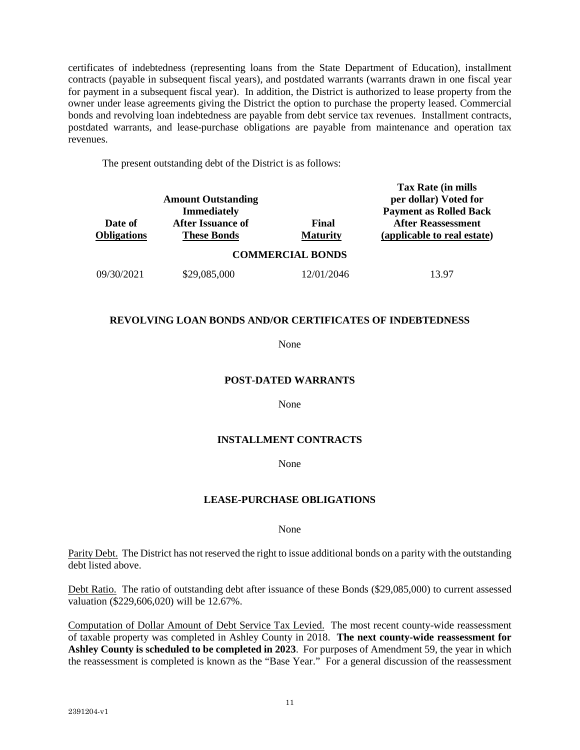certificates of indebtedness (representing loans from the State Department of Education), installment contracts (payable in subsequent fiscal years), and postdated warrants (warrants drawn in one fiscal year for payment in a subsequent fiscal year). In addition, the District is authorized to lease property from the owner under lease agreements giving the District the option to purchase the property leased. Commercial bonds and revolving loan indebtedness are payable from debt service tax revenues. Installment contracts, postdated warrants, and lease-purchase obligations are payable from maintenance and operation tax revenues.

The present outstanding debt of the District is as follows:

| Date of Obligations | Amount Outstanding Immediately After Issuance of These Bonds | Final Maturity | Tax Rate (in mills per dollar) Voted for Payment as Rolled Back After Reassessment (applicable to real estate) |
|---|---|---|---|
| **COMMERCIAL BONDS** | | | |
| 09/30/2021 | $29,085,000 | 12/01/2046 | 13.97 |

**REVOLVING LOAN BONDS AND/OR CERTIFICATES OF INDEBTEDNESS**

None

**POST-DATED WARRANTS**

None

**INSTALLMENT CONTRACTS**

None

**LEASE-PURCHASE OBLIGATIONS**

None

Parity Debt. The District has not reserved the right to issue additional bonds on a parity with the outstanding debt listed above.

Debt Ratio. The ratio of outstanding debt after issuance of these Bonds ($29,085,000) to current assessed valuation ($229,606,020) will be 12.67%.

Computation of Dollar Amount of Debt Service Tax Levied. The most recent county-wide reassessment of taxable property was completed in Ashley County in 2018. **The next county-wide reassessment for Ashley County is scheduled to be completed in 2023**. For purposes of Amendment 59, the year in which the reassessment is completed is known as the "Base Year." For a general discussion of the reassessment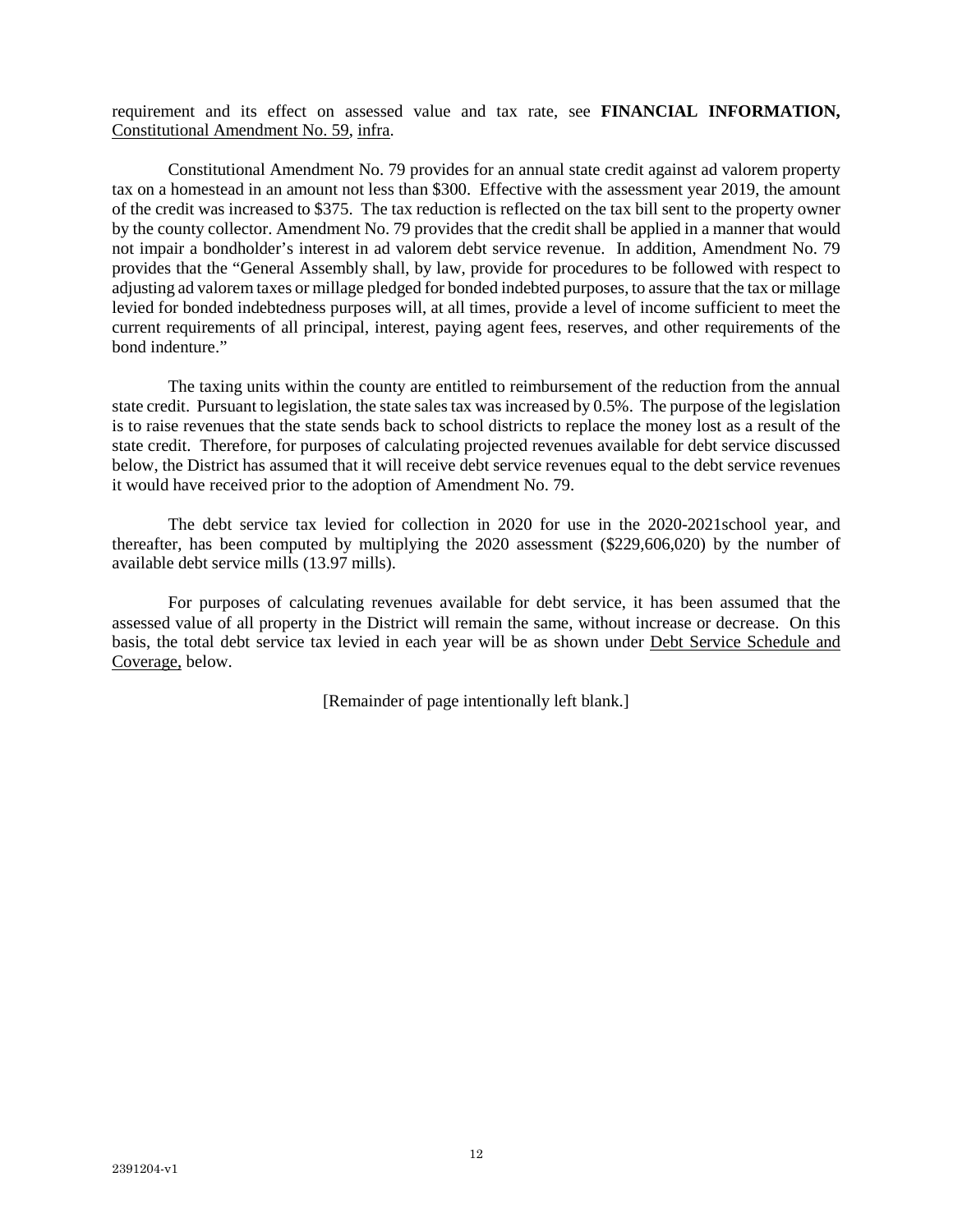requirement and its effect on assessed value and tax rate, see **FINANCIAL INFORMATION,** Constitutional Amendment No. 59, infra.

Constitutional Amendment No. 79 provides for an annual state credit against ad valorem property tax on a homestead in an amount not less than $300. Effective with the assessment year 2019, the amount of the credit was increased to $375. The tax reduction is reflected on the tax bill sent to the property owner by the county collector. Amendment No. 79 provides that the credit shall be applied in a manner that would not impair a bondholder's interest in ad valorem debt service revenue. In addition, Amendment No. 79 provides that the "General Assembly shall, by law, provide for procedures to be followed with respect to adjusting ad valorem taxes or millage pledged for bonded indebted purposes, to assure that the tax or millage levied for bonded indebtedness purposes will, at all times, provide a level of income sufficient to meet the current requirements of all principal, interest, paying agent fees, reserves, and other requirements of the bond indenture."

The taxing units within the county are entitled to reimbursement of the reduction from the annual state credit. Pursuant to legislation, the state sales tax was increased by 0.5%. The purpose of the legislation is to raise revenues that the state sends back to school districts to replace the money lost as a result of the state credit. Therefore, for purposes of calculating projected revenues available for debt service discussed below, the District has assumed that it will receive debt service revenues equal to the debt service revenues it would have received prior to the adoption of Amendment No. 79.

The debt service tax levied for collection in 2020 for use in the 2020-2021school year, and thereafter, has been computed by multiplying the 2020 assessment ($229,606,020) by the number of available debt service mills (13.97 mills).

For purposes of calculating revenues available for debt service, it has been assumed that the assessed value of all property in the District will remain the same, without increase or decrease. On this basis, the total debt service tax levied in each year will be as shown under Debt Service Schedule and Coverage, below.

[Remainder of page intentionally left blank.]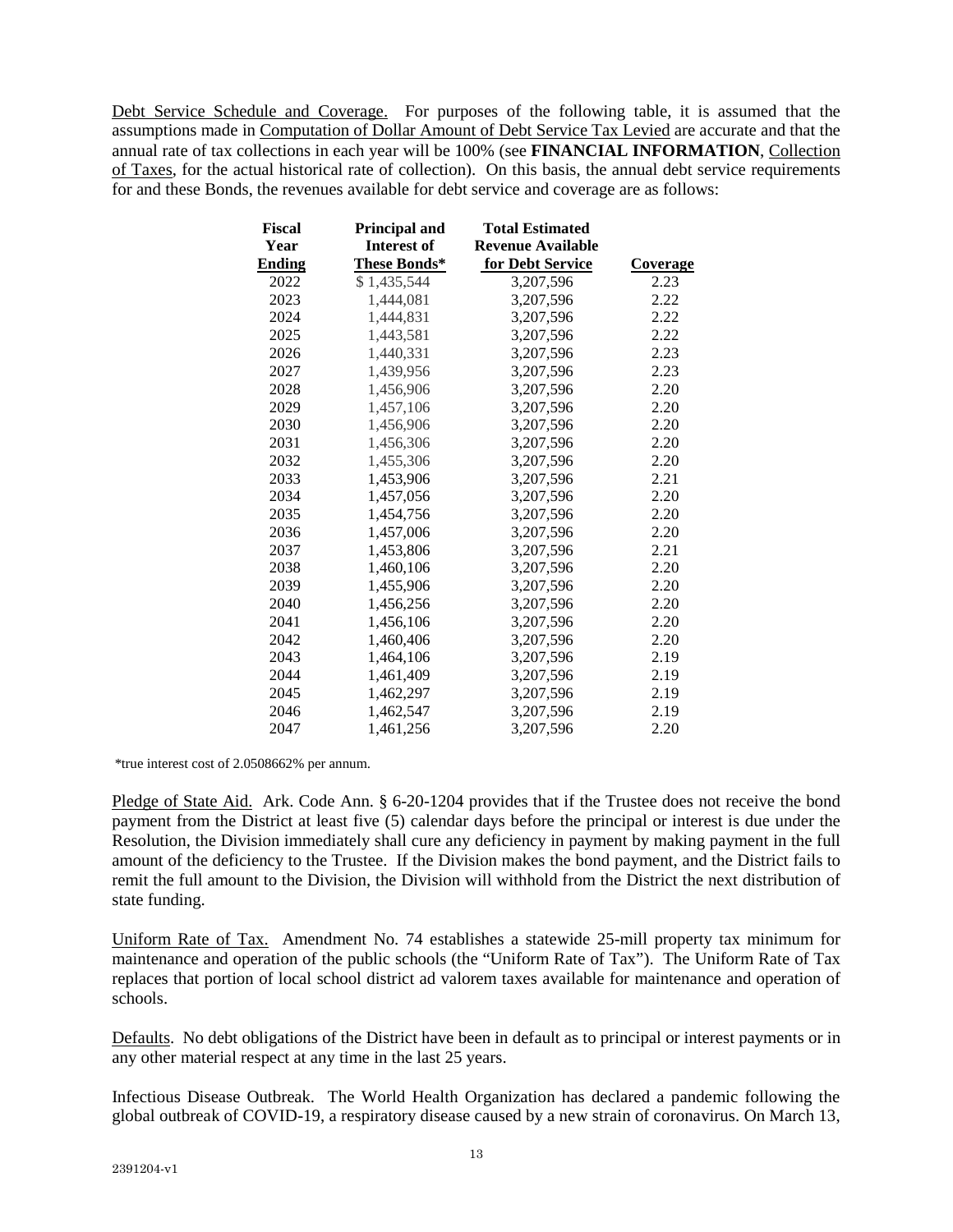Debt Service Schedule and Coverage. For purposes of the following table, it is assumed that the assumptions made in Computation of Dollar Amount of Debt Service Tax Levied are accurate and that the annual rate of tax collections in each year will be 100% (see **FINANCIAL INFORMATION**, Collection of Taxes, for the actual historical rate of collection). On this basis, the annual debt service requirements for and these Bonds, the revenues available for debt service and coverage are as follows:

| Fiscal Year Ending | Principal and Interest of These Bonds* | Total Estimated Revenue Available for Debt Service | Coverage |
|---|---|---|---|
| 2022 | $ 1,435,544 | 3,207,596 | 2.23 |
| 2023 | 1,444,081 | 3,207,596 | 2.22 |
| 2024 | 1,444,831 | 3,207,596 | 2.22 |
| 2025 | 1,443,581 | 3,207,596 | 2.22 |
| 2026 | 1,440,331 | 3,207,596 | 2.23 |
| 2027 | 1,439,956 | 3,207,596 | 2.23 |
| 2028 | 1,456,906 | 3,207,596 | 2.20 |
| 2029 | 1,457,106 | 3,207,596 | 2.20 |
| 2030 | 1,456,906 | 3,207,596 | 2.20 |
| 2031 | 1,456,306 | 3,207,596 | 2.20 |
| 2032 | 1,455,306 | 3,207,596 | 2.20 |
| 2033 | 1,453,906 | 3,207,596 | 2.21 |
| 2034 | 1,457,056 | 3,207,596 | 2.20 |
| 2035 | 1,454,756 | 3,207,596 | 2.20 |
| 2036 | 1,457,006 | 3,207,596 | 2.20 |
| 2037 | 1,453,806 | 3,207,596 | 2.21 |
| 2038 | 1,460,106 | 3,207,596 | 2.20 |
| 2039 | 1,455,906 | 3,207,596 | 2.20 |
| 2040 | 1,456,256 | 3,207,596 | 2.20 |
| 2041 | 1,456,106 | 3,207,596 | 2.20 |
| 2042 | 1,460,406 | 3,207,596 | 2.20 |
| 2043 | 1,464,106 | 3,207,596 | 2.19 |
| 2044 | 1,461,409 | 3,207,596 | 2.19 |
| 2045 | 1,462,297 | 3,207,596 | 2.19 |
| 2046 | 1,462,547 | 3,207,596 | 2.19 |
| 2047 | 1,461,256 | 3,207,596 | 2.20 |

*true interest cost of 2.0508662% per annum.

Pledge of State Aid. Ark. Code Ann. § 6-20-1204 provides that if the Trustee does not receive the bond payment from the District at least five (5) calendar days before the principal or interest is due under the Resolution, the Division immediately shall cure any deficiency in payment by making payment in the full amount of the deficiency to the Trustee. If the Division makes the bond payment, and the District fails to remit the full amount to the Division, the Division will withhold from the District the next distribution of state funding.

Uniform Rate of Tax. Amendment No. 74 establishes a statewide 25-mill property tax minimum for maintenance and operation of the public schools (the "Uniform Rate of Tax"). The Uniform Rate of Tax replaces that portion of local school district ad valorem taxes available for maintenance and operation of schools.

Defaults. No debt obligations of the District have been in default as to principal or interest payments or in any other material respect at any time in the last 25 years.

Infectious Disease Outbreak. The World Health Organization has declared a pandemic following the global outbreak of COVID-19, a respiratory disease caused by a new strain of coronavirus. On March 13,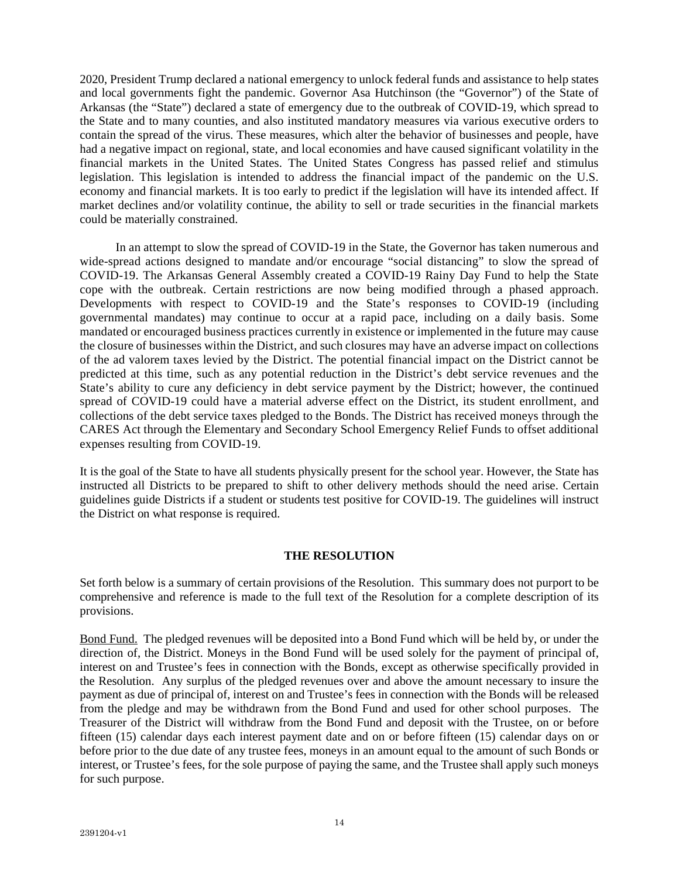2020, President Trump declared a national emergency to unlock federal funds and assistance to help states and local governments fight the pandemic. Governor Asa Hutchinson (the "Governor") of the State of Arkansas (the "State") declared a state of emergency due to the outbreak of COVID-19, which spread to the State and to many counties, and also instituted mandatory measures via various executive orders to contain the spread of the virus. These measures, which alter the behavior of businesses and people, have had a negative impact on regional, state, and local economies and have caused significant volatility in the financial markets in the United States. The United States Congress has passed relief and stimulus legislation. This legislation is intended to address the financial impact of the pandemic on the U.S. economy and financial markets. It is too early to predict if the legislation will have its intended affect. If market declines and/or volatility continue, the ability to sell or trade securities in the financial markets could be materially constrained.

In an attempt to slow the spread of COVID-19 in the State, the Governor has taken numerous and wide-spread actions designed to mandate and/or encourage "social distancing" to slow the spread of COVID-19. The Arkansas General Assembly created a COVID-19 Rainy Day Fund to help the State cope with the outbreak. Certain restrictions are now being modified through a phased approach. Developments with respect to COVID-19 and the State's responses to COVID-19 (including governmental mandates) may continue to occur at a rapid pace, including on a daily basis. Some mandated or encouraged business practices currently in existence or implemented in the future may cause the closure of businesses within the District, and such closures may have an adverse impact on collections of the ad valorem taxes levied by the District. The potential financial impact on the District cannot be predicted at this time, such as any potential reduction in the District's debt service revenues and the State's ability to cure any deficiency in debt service payment by the District; however, the continued spread of COVID-19 could have a material adverse effect on the District, its student enrollment, and collections of the debt service taxes pledged to the Bonds. The District has received moneys through the CARES Act through the Elementary and Secondary School Emergency Relief Funds to offset additional expenses resulting from COVID-19.

It is the goal of the State to have all students physically present for the school year. However, the State has instructed all Districts to be prepared to shift to other delivery methods should the need arise. Certain guidelines guide Districts if a student or students test positive for COVID-19. The guidelines will instruct the District on what response is required.

## THE RESOLUTION

Set forth below is a summary of certain provisions of the Resolution. This summary does not purport to be comprehensive and reference is made to the full text of the Resolution for a complete description of its provisions.

Bond Fund. The pledged revenues will be deposited into a Bond Fund which will be held by, or under the direction of, the District. Moneys in the Bond Fund will be used solely for the payment of principal of, interest on and Trustee's fees in connection with the Bonds, except as otherwise specifically provided in the Resolution. Any surplus of the pledged revenues over and above the amount necessary to insure the payment as due of principal of, interest on and Trustee's fees in connection with the Bonds will be released from the pledge and may be withdrawn from the Bond Fund and used for other school purposes. The Treasurer of the District will withdraw from the Bond Fund and deposit with the Trustee, on or before fifteen (15) calendar days each interest payment date and on or before fifteen (15) calendar days on or before prior to the due date of any trustee fees, moneys in an amount equal to the amount of such Bonds or interest, or Trustee's fees, for the sole purpose of paying the same, and the Trustee shall apply such moneys for such purpose.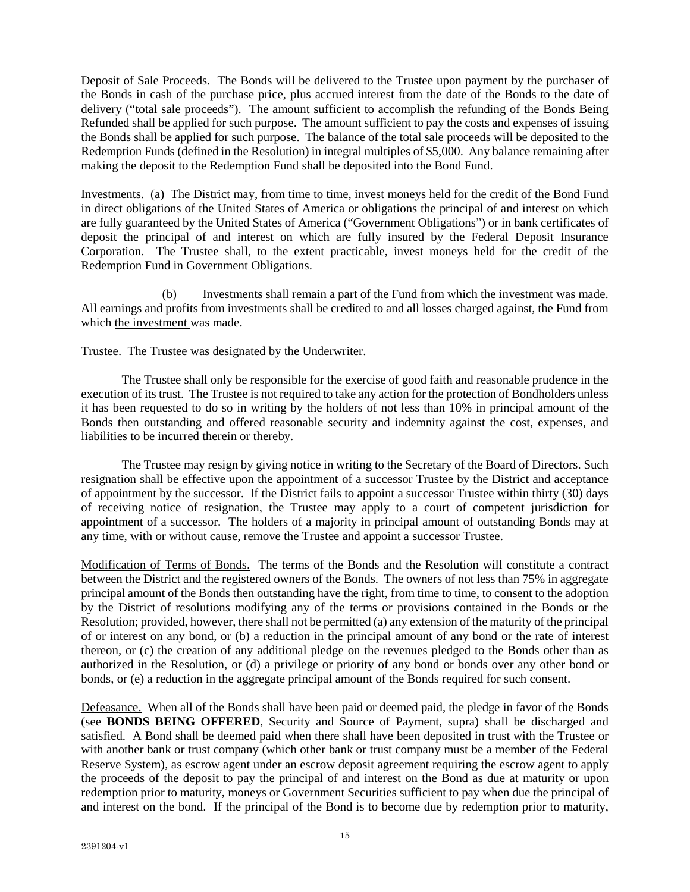Deposit of Sale Proceeds. The Bonds will be delivered to the Trustee upon payment by the purchaser of the Bonds in cash of the purchase price, plus accrued interest from the date of the Bonds to the date of delivery ("total sale proceeds"). The amount sufficient to accomplish the refunding of the Bonds Being Refunded shall be applied for such purpose. The amount sufficient to pay the costs and expenses of issuing the Bonds shall be applied for such purpose. The balance of the total sale proceeds will be deposited to the Redemption Funds (defined in the Resolution) in integral multiples of $5,000. Any balance remaining after making the deposit to the Redemption Fund shall be deposited into the Bond Fund.

Investments. (a) The District may, from time to time, invest moneys held for the credit of the Bond Fund in direct obligations of the United States of America or obligations the principal of and interest on which are fully guaranteed by the United States of America ("Government Obligations") or in bank certificates of deposit the principal of and interest on which are fully insured by the Federal Deposit Insurance Corporation. The Trustee shall, to the extent practicable, invest moneys held for the credit of the Redemption Fund in Government Obligations.

(b) Investments shall remain a part of the Fund from which the investment was made. All earnings and profits from investments shall be credited to and all losses charged against, the Fund from which the investment was made.

Trustee. The Trustee was designated by the Underwriter.

The Trustee shall only be responsible for the exercise of good faith and reasonable prudence in the execution of its trust. The Trustee is not required to take any action for the protection of Bondholders unless it has been requested to do so in writing by the holders of not less than 10% in principal amount of the Bonds then outstanding and offered reasonable security and indemnity against the cost, expenses, and liabilities to be incurred therein or thereby.

The Trustee may resign by giving notice in writing to the Secretary of the Board of Directors. Such resignation shall be effective upon the appointment of a successor Trustee by the District and acceptance of appointment by the successor. If the District fails to appoint a successor Trustee within thirty (30) days of receiving notice of resignation, the Trustee may apply to a court of competent jurisdiction for appointment of a successor. The holders of a majority in principal amount of outstanding Bonds may at any time, with or without cause, remove the Trustee and appoint a successor Trustee.

Modification of Terms of Bonds. The terms of the Bonds and the Resolution will constitute a contract between the District and the registered owners of the Bonds. The owners of not less than 75% in aggregate principal amount of the Bonds then outstanding have the right, from time to time, to consent to the adoption by the District of resolutions modifying any of the terms or provisions contained in the Bonds or the Resolution; provided, however, there shall not be permitted (a) any extension of the maturity of the principal of or interest on any bond, or (b) a reduction in the principal amount of any bond or the rate of interest thereon, or (c) the creation of any additional pledge on the revenues pledged to the Bonds other than as authorized in the Resolution, or (d) a privilege or priority of any bond or bonds over any other bond or bonds, or (e) a reduction in the aggregate principal amount of the Bonds required for such consent.

Defeasance. When all of the Bonds shall have been paid or deemed paid, the pledge in favor of the Bonds (see **BONDS BEING OFFERED**, Security and Source of Payment, supra) shall be discharged and satisfied. A Bond shall be deemed paid when there shall have been deposited in trust with the Trustee or with another bank or trust company (which other bank or trust company must be a member of the Federal Reserve System), as escrow agent under an escrow deposit agreement requiring the escrow agent to apply the proceeds of the deposit to pay the principal of and interest on the Bond as due at maturity or upon redemption prior to maturity, moneys or Government Securities sufficient to pay when due the principal of and interest on the bond. If the principal of the Bond is to become due by redemption prior to maturity,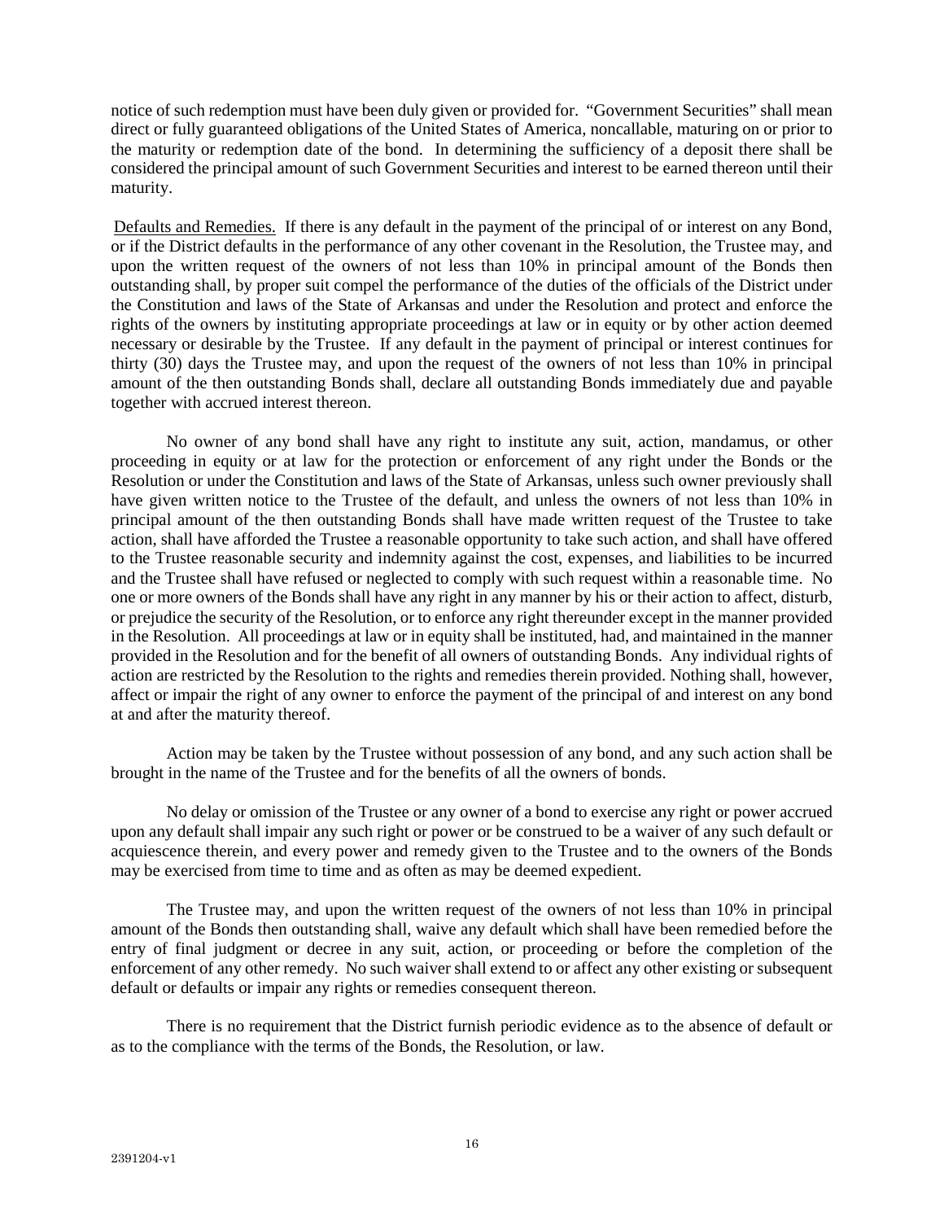notice of such redemption must have been duly given or provided for. "Government Securities" shall mean direct or fully guaranteed obligations of the United States of America, noncallable, maturing on or prior to the maturity or redemption date of the bond. In determining the sufficiency of a deposit there shall be considered the principal amount of such Government Securities and interest to be earned thereon until their maturity.

Defaults and Remedies. If there is any default in the payment of the principal of or interest on any Bond, or if the District defaults in the performance of any other covenant in the Resolution, the Trustee may, and upon the written request of the owners of not less than 10% in principal amount of the Bonds then outstanding shall, by proper suit compel the performance of the duties of the officials of the District under the Constitution and laws of the State of Arkansas and under the Resolution and protect and enforce the rights of the owners by instituting appropriate proceedings at law or in equity or by other action deemed necessary or desirable by the Trustee. If any default in the payment of principal or interest continues for thirty (30) days the Trustee may, and upon the request of the owners of not less than 10% in principal amount of the then outstanding Bonds shall, declare all outstanding Bonds immediately due and payable together with accrued interest thereon.

No owner of any bond shall have any right to institute any suit, action, mandamus, or other proceeding in equity or at law for the protection or enforcement of any right under the Bonds or the Resolution or under the Constitution and laws of the State of Arkansas, unless such owner previously shall have given written notice to the Trustee of the default, and unless the owners of not less than 10% in principal amount of the then outstanding Bonds shall have made written request of the Trustee to take action, shall have afforded the Trustee a reasonable opportunity to take such action, and shall have offered to the Trustee reasonable security and indemnity against the cost, expenses, and liabilities to be incurred and the Trustee shall have refused or neglected to comply with such request within a reasonable time. No one or more owners of the Bonds shall have any right in any manner by his or their action to affect, disturb, or prejudice the security of the Resolution, or to enforce any right thereunder except in the manner provided in the Resolution. All proceedings at law or in equity shall be instituted, had, and maintained in the manner provided in the Resolution and for the benefit of all owners of outstanding Bonds. Any individual rights of action are restricted by the Resolution to the rights and remedies therein provided. Nothing shall, however, affect or impair the right of any owner to enforce the payment of the principal of and interest on any bond at and after the maturity thereof.

Action may be taken by the Trustee without possession of any bond, and any such action shall be brought in the name of the Trustee and for the benefits of all the owners of bonds.

No delay or omission of the Trustee or any owner of a bond to exercise any right or power accrued upon any default shall impair any such right or power or be construed to be a waiver of any such default or acquiescence therein, and every power and remedy given to the Trustee and to the owners of the Bonds may be exercised from time to time and as often as may be deemed expedient.

The Trustee may, and upon the written request of the owners of not less than 10% in principal amount of the Bonds then outstanding shall, waive any default which shall have been remedied before the entry of final judgment or decree in any suit, action, or proceeding or before the completion of the enforcement of any other remedy. No such waiver shall extend to or affect any other existing or subsequent default or defaults or impair any rights or remedies consequent thereon.

There is no requirement that the District furnish periodic evidence as to the absence of default or as to the compliance with the terms of the Bonds, the Resolution, or law.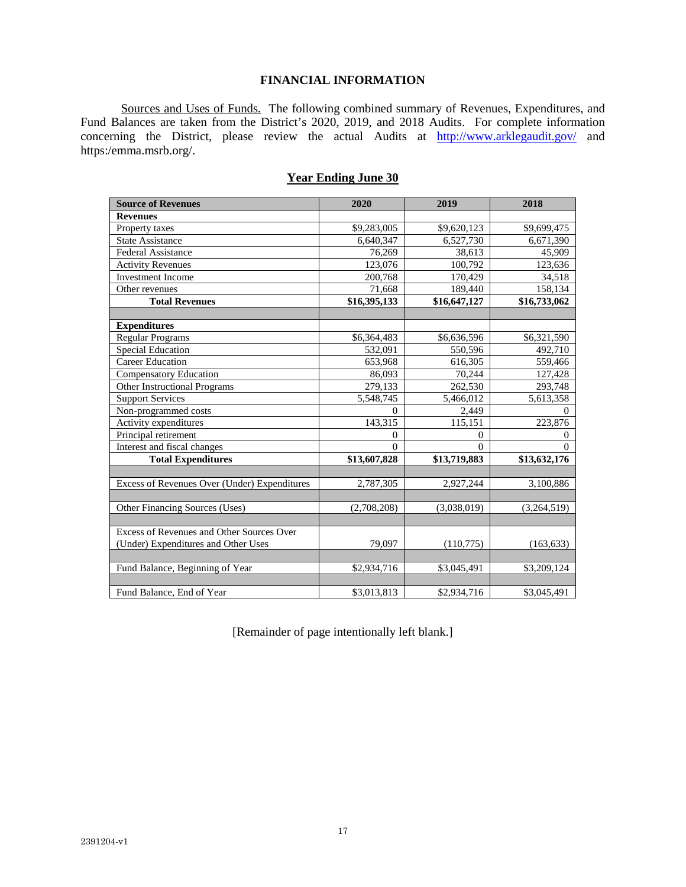## FINANCIAL INFORMATION

Sources and Uses of Funds. The following combined summary of Revenues, Expenditures, and Fund Balances are taken from the District's 2020, 2019, and 2018 Audits. For complete information concerning the District, please review the actual Audits at http://www.arklegaudit.gov/ and https:/emma.msrb.org/.

### Year Ending June 30

| Source of Revenues | 2020 | 2019 | 2018 |
|---|---|---|---|
| **Revenues** | | | |
| Property taxes | $9,283,005 | $9,620,123 | $9,699,475 |
| State Assistance | 6,640,347 | 6,527,730 | 6,671,390 |
| Federal Assistance | 76,269 | 38,613 | 45,909 |
| Activity Revenues | 123,076 | 100,792 | 123,636 |
| Investment Income | 200,768 | 170,429 | 34,518 |
| Other revenues | 71,668 | 189,440 | 158,134 |
| **Total Revenues** | **$16,395,133** | **$16,647,127** | **$16,733,062** |
| | | | |
| **Expenditures** | | | |
| Regular Programs | $6,364,483 | $6,636,596 | $6,321,590 |
| Special Education | 532,091 | 550,596 | 492,710 |
| Career Education | 653,968 | 616,305 | 559,466 |
| Compensatory Education | 86,093 | 70,244 | 127,428 |
| Other Instructional Programs | 279,133 | 262,530 | 293,748 |
| Support Services | 5,548,745 | 5,466,012 | 5,613,358 |
| Non-programmed costs | 0 | 2,449 | 0 |
| Activity expenditures | 143,315 | 115,151 | 223,876 |
| Principal retirement | 0 | 0 | 0 |
| Interest and fiscal changes | 0 | 0 | 0 |
| **Total Expenditures** | **$13,607,828** | **$13,719,883** | **$13,632,176** |
| | | | |
| Excess of Revenues Over (Under) Expenditures | 2,787,305 | 2,927,244 | 3,100,886 |
| | | | |
| Other Financing Sources (Uses) | (2,708,208) | (3,038,019) | (3,264,519) |
| | | | |
| Excess of Revenues and Other Sources Over (Under) Expenditures and Other Uses | 79,097 | (110,775) | (163,633) |
| | | | |
| Fund Balance, Beginning of Year | $2,934,716 | $3,045,491 | $3,209,124 |
| | | | |
| Fund Balance, End of Year | $3,013,813 | $2,934,716 | $3,045,491 |

[Remainder of page intentionally left blank.]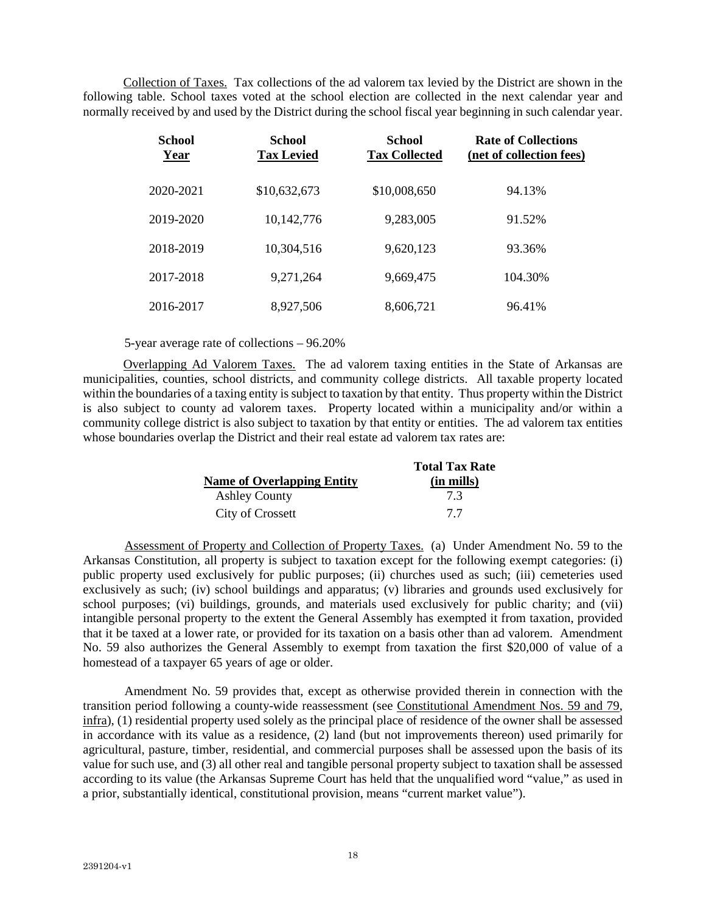Collection of Taxes. Tax collections of the ad valorem tax levied by the District are shown in the following table. School taxes voted at the school election are collected in the next calendar year and normally received by and used by the District during the school fiscal year beginning in such calendar year.

| School Year | School Tax Levied | School Tax Collected | Rate of Collections (net of collection fees) |
|---|---|---|---|
| 2020-2021 | $10,632,673 | $10,008,650 | 94.13% |
| 2019-2020 | 10,142,776 | 9,283,005 | 91.52% |
| 2018-2019 | 10,304,516 | 9,620,123 | 93.36% |
| 2017-2018 | 9,271,264 | 9,669,475 | 104.30% |
| 2016-2017 | 8,927,506 | 8,606,721 | 96.41% |

5-year average rate of collections – 96.20%

Overlapping Ad Valorem Taxes. The ad valorem taxing entities in the State of Arkansas are municipalities, counties, school districts, and community college districts. All taxable property located within the boundaries of a taxing entity is subject to taxation by that entity. Thus property within the District is also subject to county ad valorem taxes. Property located within a municipality and/or within a community college district is also subject to taxation by that entity or entities. The ad valorem tax entities whose boundaries overlap the District and their real estate ad valorem tax rates are:

| Name of Overlapping Entity | Total Tax Rate (in mills) |
|---|---|
| Ashley County | 7.3 |
| City of Crossett | 7.7 |

Assessment of Property and Collection of Property Taxes. (a) Under Amendment No. 59 to the Arkansas Constitution, all property is subject to taxation except for the following exempt categories: (i) public property used exclusively for public purposes; (ii) churches used as such; (iii) cemeteries used exclusively as such; (iv) school buildings and apparatus; (v) libraries and grounds used exclusively for school purposes; (vi) buildings, grounds, and materials used exclusively for public charity; and (vii) intangible personal property to the extent the General Assembly has exempted it from taxation, provided that it be taxed at a lower rate, or provided for its taxation on a basis other than ad valorem. Amendment No. 59 also authorizes the General Assembly to exempt from taxation the first $20,000 of value of a homestead of a taxpayer 65 years of age or older.

Amendment No. 59 provides that, except as otherwise provided therein in connection with the transition period following a county-wide reassessment (see Constitutional Amendment Nos. 59 and 79, infra), (1) residential property used solely as the principal place of residence of the owner shall be assessed in accordance with its value as a residence, (2) land (but not improvements thereon) used primarily for agricultural, pasture, timber, residential, and commercial purposes shall be assessed upon the basis of its value for such use, and (3) all other real and tangible personal property subject to taxation shall be assessed according to its value (the Arkansas Supreme Court has held that the unqualified word "value," as used in a prior, substantially identical, constitutional provision, means "current market value").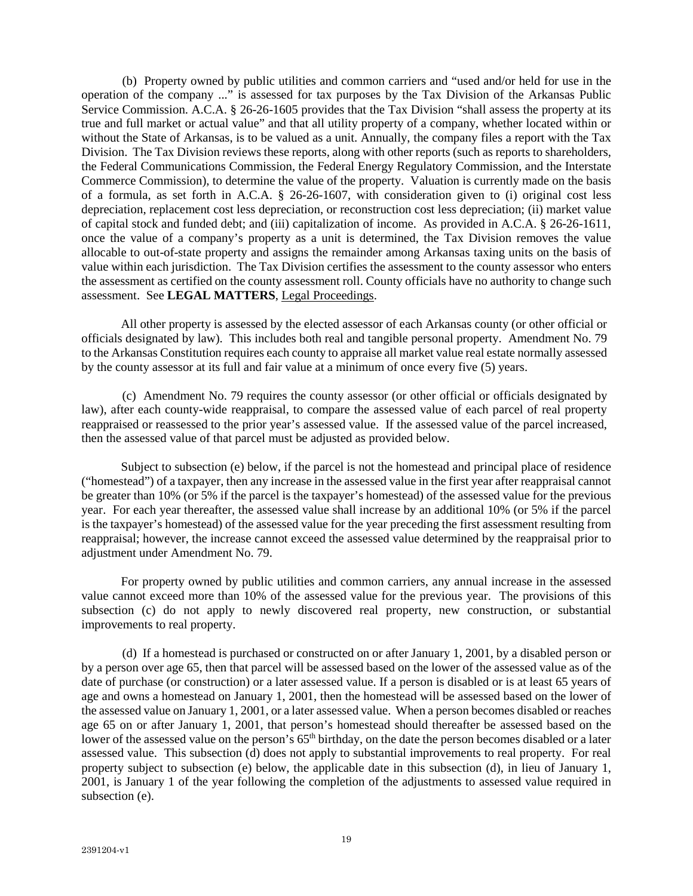(b) Property owned by public utilities and common carriers and "used and/or held for use in the operation of the company ..." is assessed for tax purposes by the Tax Division of the Arkansas Public Service Commission. A.C.A. § 26-26-1605 provides that the Tax Division "shall assess the property at its true and full market or actual value" and that all utility property of a company, whether located within or without the State of Arkansas, is to be valued as a unit. Annually, the company files a report with the Tax Division. The Tax Division reviews these reports, along with other reports (such as reports to shareholders, the Federal Communications Commission, the Federal Energy Regulatory Commission, and the Interstate Commerce Commission), to determine the value of the property. Valuation is currently made on the basis of a formula, as set forth in A.C.A. § 26-26-1607, with consideration given to (i) original cost less depreciation, replacement cost less depreciation, or reconstruction cost less depreciation; (ii) market value of capital stock and funded debt; and (iii) capitalization of income. As provided in A.C.A. § 26-26-1611, once the value of a company's property as a unit is determined, the Tax Division removes the value allocable to out-of-state property and assigns the remainder among Arkansas taxing units on the basis of value within each jurisdiction. The Tax Division certifies the assessment to the county assessor who enters the assessment as certified on the county assessment roll. County officials have no authority to change such assessment. See **LEGAL MATTERS**, Legal Proceedings.

All other property is assessed by the elected assessor of each Arkansas county (or other official or officials designated by law). This includes both real and tangible personal property. Amendment No. 79 to the Arkansas Constitution requires each county to appraise all market value real estate normally assessed by the county assessor at its full and fair value at a minimum of once every five (5) years.

(c) Amendment No. 79 requires the county assessor (or other official or officials designated by law), after each county-wide reappraisal, to compare the assessed value of each parcel of real property reappraised or reassessed to the prior year's assessed value. If the assessed value of the parcel increased, then the assessed value of that parcel must be adjusted as provided below.

Subject to subsection (e) below, if the parcel is not the homestead and principal place of residence ("homestead") of a taxpayer, then any increase in the assessed value in the first year after reappraisal cannot be greater than 10% (or 5% if the parcel is the taxpayer's homestead) of the assessed value for the previous year. For each year thereafter, the assessed value shall increase by an additional 10% (or 5% if the parcel is the taxpayer's homestead) of the assessed value for the year preceding the first assessment resulting from reappraisal; however, the increase cannot exceed the assessed value determined by the reappraisal prior to adjustment under Amendment No. 79.

For property owned by public utilities and common carriers, any annual increase in the assessed value cannot exceed more than 10% of the assessed value for the previous year. The provisions of this subsection (c) do not apply to newly discovered real property, new construction, or substantial improvements to real property.

(d) If a homestead is purchased or constructed on or after January 1, 2001, by a disabled person or by a person over age 65, then that parcel will be assessed based on the lower of the assessed value as of the date of purchase (or construction) or a later assessed value. If a person is disabled or is at least 65 years of age and owns a homestead on January 1, 2001, then the homestead will be assessed based on the lower of the assessed value on January 1, 2001, or a later assessed value. When a person becomes disabled or reaches age 65 on or after January 1, 2001, that person's homestead should thereafter be assessed based on the lower of the assessed value on the person's 65th birthday, on the date the person becomes disabled or a later assessed value. This subsection (d) does not apply to substantial improvements to real property. For real property subject to subsection (e) below, the applicable date in this subsection (d), in lieu of January 1, 2001, is January 1 of the year following the completion of the adjustments to assessed value required in subsection (e).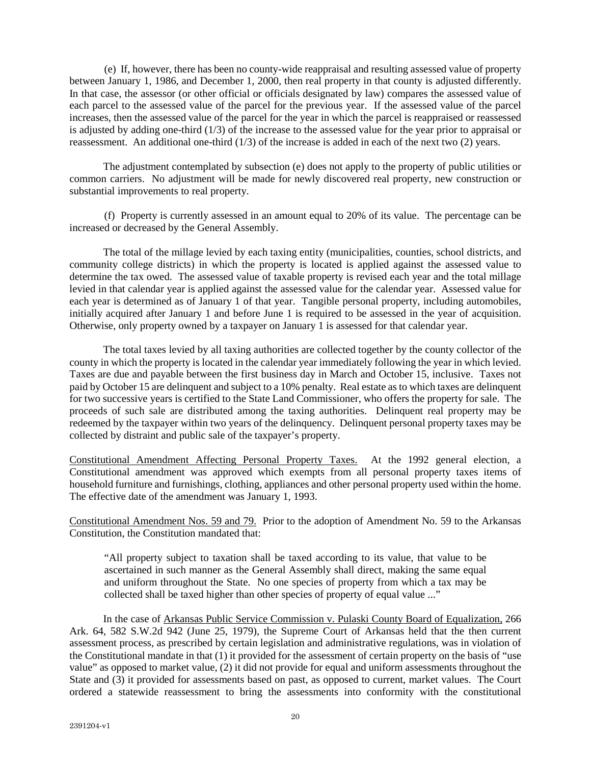(e) If, however, there has been no county-wide reappraisal and resulting assessed value of property between January 1, 1986, and December 1, 2000, then real property in that county is adjusted differently. In that case, the assessor (or other official or officials designated by law) compares the assessed value of each parcel to the assessed value of the parcel for the previous year. If the assessed value of the parcel increases, then the assessed value of the parcel for the year in which the parcel is reappraised or reassessed is adjusted by adding one-third (1/3) of the increase to the assessed value for the year prior to appraisal or reassessment. An additional one-third (1/3) of the increase is added in each of the next two (2) years.

The adjustment contemplated by subsection (e) does not apply to the property of public utilities or common carriers. No adjustment will be made for newly discovered real property, new construction or substantial improvements to real property.

(f) Property is currently assessed in an amount equal to 20% of its value. The percentage can be increased or decreased by the General Assembly.

The total of the millage levied by each taxing entity (municipalities, counties, school districts, and community college districts) in which the property is located is applied against the assessed value to determine the tax owed. The assessed value of taxable property is revised each year and the total millage levied in that calendar year is applied against the assessed value for the calendar year. Assessed value for each year is determined as of January 1 of that year. Tangible personal property, including automobiles, initially acquired after January 1 and before June 1 is required to be assessed in the year of acquisition. Otherwise, only property owned by a taxpayer on January 1 is assessed for that calendar year.

The total taxes levied by all taxing authorities are collected together by the county collector of the county in which the property is located in the calendar year immediately following the year in which levied. Taxes are due and payable between the first business day in March and October 15, inclusive. Taxes not paid by October 15 are delinquent and subject to a 10% penalty. Real estate as to which taxes are delinquent for two successive years is certified to the State Land Commissioner, who offers the property for sale. The proceeds of such sale are distributed among the taxing authorities. Delinquent real property may be redeemed by the taxpayer within two years of the delinquency. Delinquent personal property taxes may be collected by distraint and public sale of the taxpayer's property.

Constitutional Amendment Affecting Personal Property Taxes. At the 1992 general election, a Constitutional amendment was approved which exempts from all personal property taxes items of household furniture and furnishings, clothing, appliances and other personal property used within the home. The effective date of the amendment was January 1, 1993.

Constitutional Amendment Nos. 59 and 79. Prior to the adoption of Amendment No. 59 to the Arkansas Constitution, the Constitution mandated that:

> "All property subject to taxation shall be taxed according to its value, that value to be ascertained in such manner as the General Assembly shall direct, making the same equal and uniform throughout the State. No one species of property from which a tax may be collected shall be taxed higher than other species of property of equal value ..."

In the case of Arkansas Public Service Commission v. Pulaski County Board of Equalization, 266 Ark. 64, 582 S.W.2d 942 (June 25, 1979), the Supreme Court of Arkansas held that the then current assessment process, as prescribed by certain legislation and administrative regulations, was in violation of the Constitutional mandate in that (1) it provided for the assessment of certain property on the basis of "use value" as opposed to market value, (2) it did not provide for equal and uniform assessments throughout the State and (3) it provided for assessments based on past, as opposed to current, market values. The Court ordered a statewide reassessment to bring the assessments into conformity with the constitutional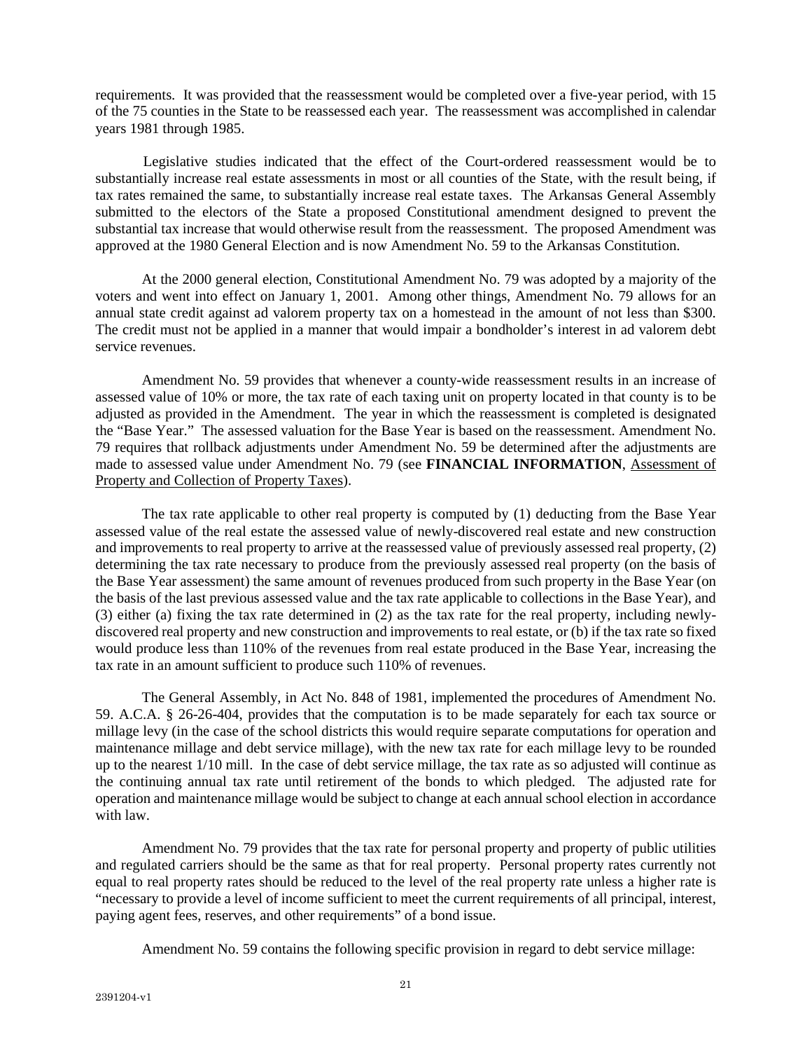requirements. It was provided that the reassessment would be completed over a five-year period, with 15 of the 75 counties in the State to be reassessed each year. The reassessment was accomplished in calendar years 1981 through 1985.

Legislative studies indicated that the effect of the Court-ordered reassessment would be to substantially increase real estate assessments in most or all counties of the State, with the result being, if tax rates remained the same, to substantially increase real estate taxes. The Arkansas General Assembly submitted to the electors of the State a proposed Constitutional amendment designed to prevent the substantial tax increase that would otherwise result from the reassessment. The proposed Amendment was approved at the 1980 General Election and is now Amendment No. 59 to the Arkansas Constitution.

At the 2000 general election, Constitutional Amendment No. 79 was adopted by a majority of the voters and went into effect on January 1, 2001. Among other things, Amendment No. 79 allows for an annual state credit against ad valorem property tax on a homestead in the amount of not less than \$300. The credit must not be applied in a manner that would impair a bondholder's interest in ad valorem debt service revenues.

Amendment No. 59 provides that whenever a county-wide reassessment results in an increase of assessed value of 10% or more, the tax rate of each taxing unit on property located in that county is to be adjusted as provided in the Amendment. The year in which the reassessment is completed is designated the "Base Year." The assessed valuation for the Base Year is based on the reassessment. Amendment No. 79 requires that rollback adjustments under Amendment No. 59 be determined after the adjustments are made to assessed value under Amendment No. 79 (see **FINANCIAL INFORMATION**, <u>Assessment of Property and Collection of Property Taxes</u>).

The tax rate applicable to other real property is computed by (1) deducting from the Base Year assessed value of the real estate the assessed value of newly-discovered real estate and new construction and improvements to real property to arrive at the reassessed value of previously assessed real property, (2) determining the tax rate necessary to produce from the previously assessed real property (on the basis of the Base Year assessment) the same amount of revenues produced from such property in the Base Year (on the basis of the last previous assessed value and the tax rate applicable to collections in the Base Year), and (3) either (a) fixing the tax rate determined in (2) as the tax rate for the real property, including newly-discovered real property and new construction and improvements to real estate, or (b) if the tax rate so fixed would produce less than 110% of the revenues from real estate produced in the Base Year, increasing the tax rate in an amount sufficient to produce such 110% of revenues.

The General Assembly, in Act No. 848 of 1981, implemented the procedures of Amendment No. 59. A.C.A. § 26-26-404, provides that the computation is to be made separately for each tax source or millage levy (in the case of the school districts this would require separate computations for operation and maintenance millage and debt service millage), with the new tax rate for each millage levy to be rounded up to the nearest 1/10 mill. In the case of debt service millage, the tax rate as so adjusted will continue as the continuing annual tax rate until retirement of the bonds to which pledged. The adjusted rate for operation and maintenance millage would be subject to change at each annual school election in accordance with law.

Amendment No. 79 provides that the tax rate for personal property and property of public utilities and regulated carriers should be the same as that for real property. Personal property rates currently not equal to real property rates should be reduced to the level of the real property rate unless a higher rate is "necessary to provide a level of income sufficient to meet the current requirements of all principal, interest, paying agent fees, reserves, and other requirements" of a bond issue.

Amendment No. 59 contains the following specific provision in regard to debt service millage: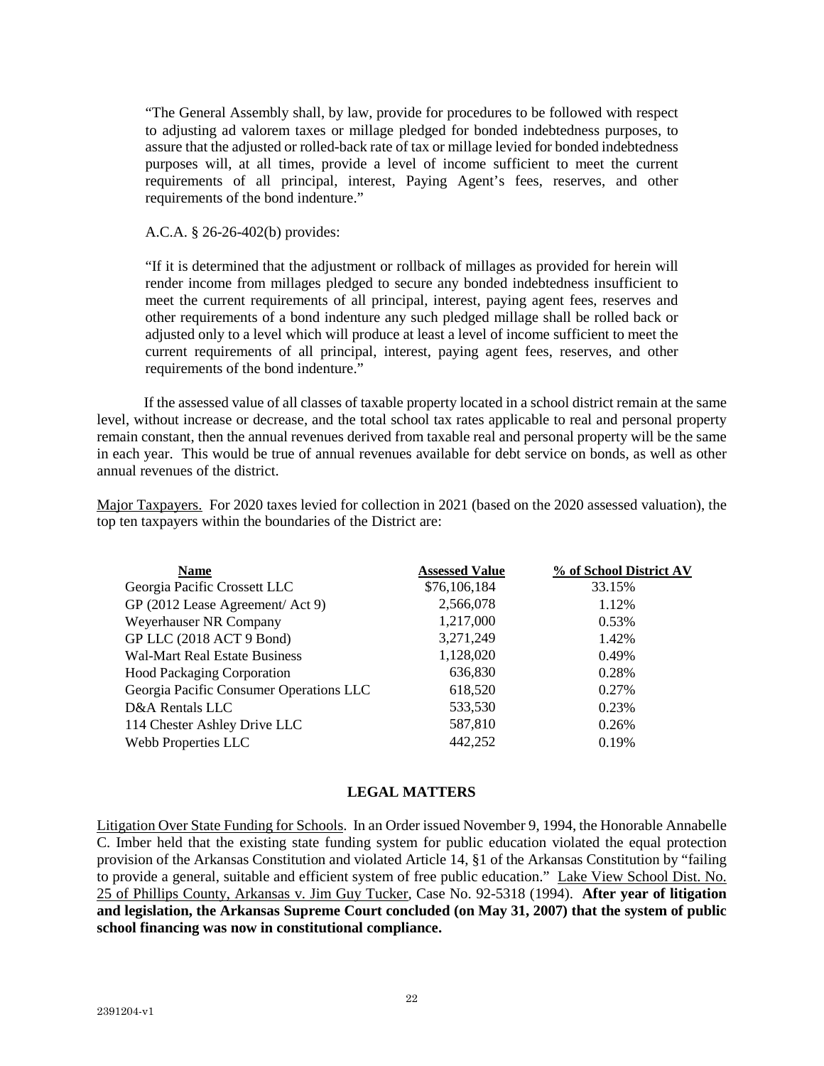"The General Assembly shall, by law, provide for procedures to be followed with respect to adjusting ad valorem taxes or millage pledged for bonded indebtedness purposes, to assure that the adjusted or rolled-back rate of tax or millage levied for bonded indebtedness purposes will, at all times, provide a level of income sufficient to meet the current requirements of all principal, interest, Paying Agent's fees, reserves, and other requirements of the bond indenture."

A.C.A. § 26-26-402(b) provides:

"If it is determined that the adjustment or rollback of millages as provided for herein will render income from millages pledged to secure any bonded indebtedness insufficient to meet the current requirements of all principal, interest, paying agent fees, reserves and other requirements of a bond indenture any such pledged millage shall be rolled back or adjusted only to a level which will produce at least a level of income sufficient to meet the current requirements of all principal, interest, paying agent fees, reserves, and other requirements of the bond indenture."

If the assessed value of all classes of taxable property located in a school district remain at the same level, without increase or decrease, and the total school tax rates applicable to real and personal property remain constant, then the annual revenues derived from taxable real and personal property will be the same in each year. This would be true of annual revenues available for debt service on bonds, as well as other annual revenues of the district.

Major Taxpayers. For 2020 taxes levied for collection in 2021 (based on the 2020 assessed valuation), the top ten taxpayers within the boundaries of the District are:

| Name | Assessed Value | % of School District AV |
|---|---|---|
| Georgia Pacific Crossett LLC | $76,106,184 | 33.15% |
| GP (2012 Lease Agreement/ Act 9) | 2,566,078 | 1.12% |
| Weyerhauser NR Company | 1,217,000 | 0.53% |
| GP LLC (2018 ACT 9 Bond) | 3,271,249 | 1.42% |
| Wal-Mart Real Estate Business | 1,128,020 | 0.49% |
| Hood Packaging Corporation | 636,830 | 0.28% |
| Georgia Pacific Consumer Operations LLC | 618,520 | 0.27% |
| D&A Rentals LLC | 533,530 | 0.23% |
| 114 Chester Ashley Drive LLC | 587,810 | 0.26% |
| Webb Properties LLC | 442,252 | 0.19% |

## LEGAL MATTERS

Litigation Over State Funding for Schools. In an Order issued November 9, 1994, the Honorable Annabelle C. Imber held that the existing state funding system for public education violated the equal protection provision of the Arkansas Constitution and violated Article 14, §1 of the Arkansas Constitution by "failing to provide a general, suitable and efficient system of free public education." Lake View School Dist. No. 25 of Phillips County, Arkansas v. Jim Guy Tucker, Case No. 92-5318 (1994). **After year of litigation and legislation, the Arkansas Supreme Court concluded (on May 31, 2007) that the system of public school financing was now in constitutional compliance.**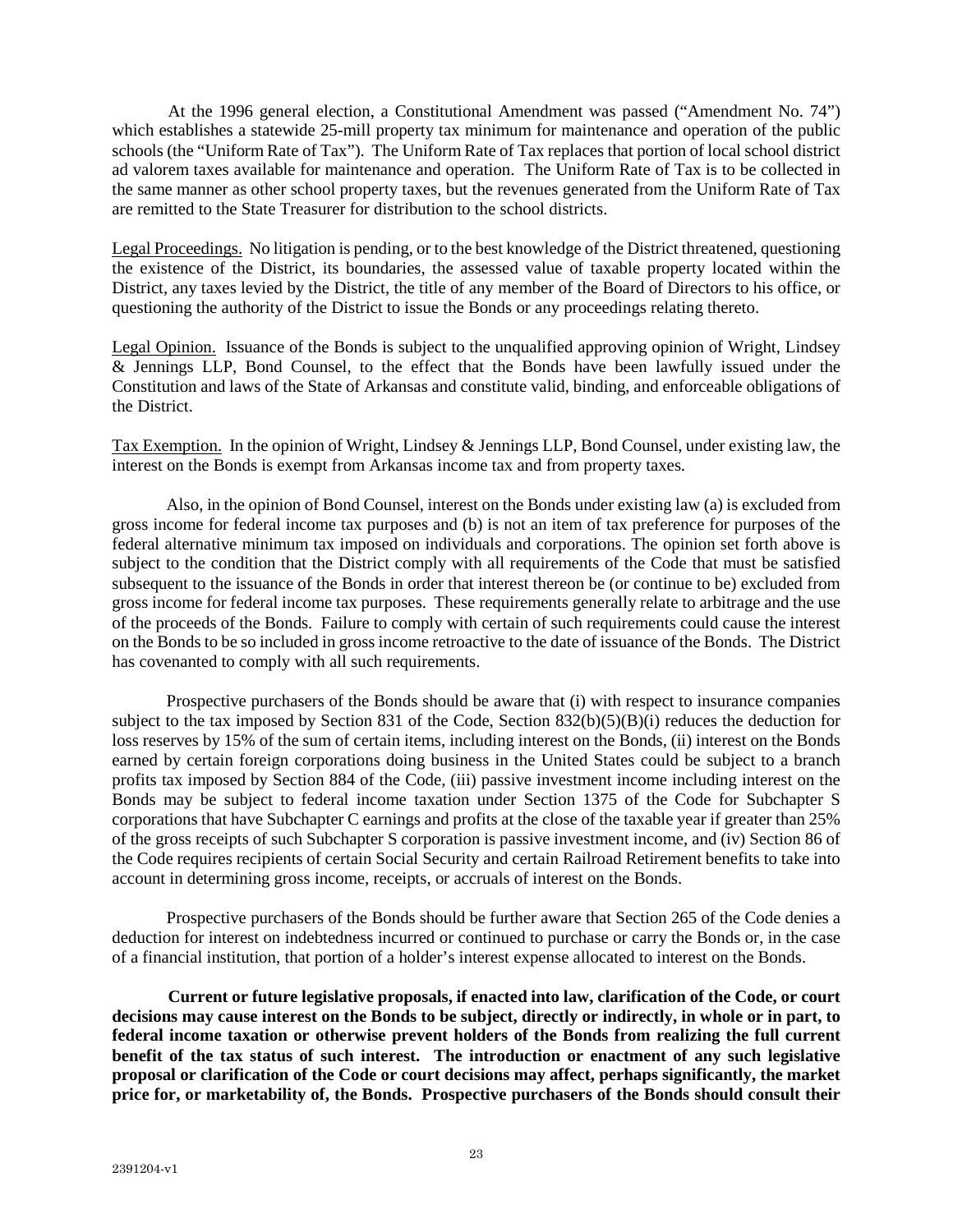At the 1996 general election, a Constitutional Amendment was passed ("Amendment No. 74") which establishes a statewide 25-mill property tax minimum for maintenance and operation of the public schools (the "Uniform Rate of Tax"). The Uniform Rate of Tax replaces that portion of local school district ad valorem taxes available for maintenance and operation. The Uniform Rate of Tax is to be collected in the same manner as other school property taxes, but the revenues generated from the Uniform Rate of Tax are remitted to the State Treasurer for distribution to the school districts.

Legal Proceedings. No litigation is pending, or to the best knowledge of the District threatened, questioning the existence of the District, its boundaries, the assessed value of taxable property located within the District, any taxes levied by the District, the title of any member of the Board of Directors to his office, or questioning the authority of the District to issue the Bonds or any proceedings relating thereto.

Legal Opinion. Issuance of the Bonds is subject to the unqualified approving opinion of Wright, Lindsey & Jennings LLP, Bond Counsel, to the effect that the Bonds have been lawfully issued under the Constitution and laws of the State of Arkansas and constitute valid, binding, and enforceable obligations of the District.

Tax Exemption. In the opinion of Wright, Lindsey & Jennings LLP, Bond Counsel, under existing law, the interest on the Bonds is exempt from Arkansas income tax and from property taxes.

Also, in the opinion of Bond Counsel, interest on the Bonds under existing law (a) is excluded from gross income for federal income tax purposes and (b) is not an item of tax preference for purposes of the federal alternative minimum tax imposed on individuals and corporations. The opinion set forth above is subject to the condition that the District comply with all requirements of the Code that must be satisfied subsequent to the issuance of the Bonds in order that interest thereon be (or continue to be) excluded from gross income for federal income tax purposes. These requirements generally relate to arbitrage and the use of the proceeds of the Bonds. Failure to comply with certain of such requirements could cause the interest on the Bonds to be so included in gross income retroactive to the date of issuance of the Bonds. The District has covenanted to comply with all such requirements.

Prospective purchasers of the Bonds should be aware that (i) with respect to insurance companies subject to the tax imposed by Section 831 of the Code, Section 832(b)(5)(B)(i) reduces the deduction for loss reserves by 15% of the sum of certain items, including interest on the Bonds, (ii) interest on the Bonds earned by certain foreign corporations doing business in the United States could be subject to a branch profits tax imposed by Section 884 of the Code, (iii) passive investment income including interest on the Bonds may be subject to federal income taxation under Section 1375 of the Code for Subchapter S corporations that have Subchapter C earnings and profits at the close of the taxable year if greater than 25% of the gross receipts of such Subchapter S corporation is passive investment income, and (iv) Section 86 of the Code requires recipients of certain Social Security and certain Railroad Retirement benefits to take into account in determining gross income, receipts, or accruals of interest on the Bonds.

Prospective purchasers of the Bonds should be further aware that Section 265 of the Code denies a deduction for interest on indebtedness incurred or continued to purchase or carry the Bonds or, in the case of a financial institution, that portion of a holder's interest expense allocated to interest on the Bonds.

**Current or future legislative proposals, if enacted into law, clarification of the Code, or court decisions may cause interest on the Bonds to be subject, directly or indirectly, in whole or in part, to federal income taxation or otherwise prevent holders of the Bonds from realizing the full current benefit of the tax status of such interest. The introduction or enactment of any such legislative proposal or clarification of the Code or court decisions may affect, perhaps significantly, the market price for, or marketability of, the Bonds. Prospective purchasers of the Bonds should consult their**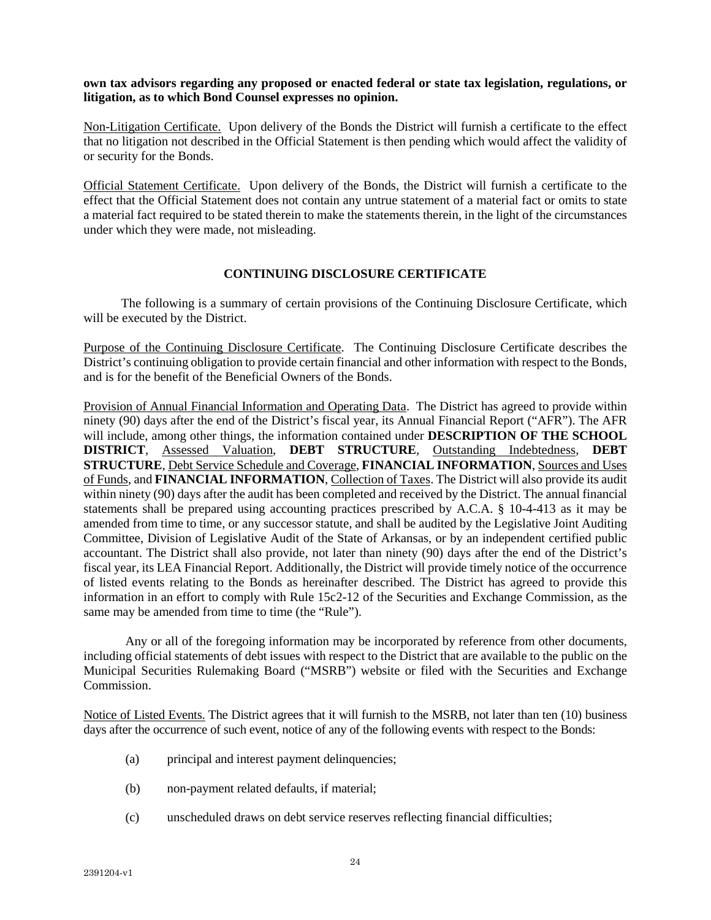**own tax advisors regarding any proposed or enacted federal or state tax legislation, regulations, or litigation, as to which Bond Counsel expresses no opinion.**

Non-Litigation Certificate. Upon delivery of the Bonds the District will furnish a certificate to the effect that no litigation not described in the Official Statement is then pending which would affect the validity of or security for the Bonds.

Official Statement Certificate. Upon delivery of the Bonds, the District will furnish a certificate to the effect that the Official Statement does not contain any untrue statement of a material fact or omits to state a material fact required to be stated therein to make the statements therein, in the light of the circumstances under which they were made, not misleading.

## CONTINUING DISCLOSURE CERTIFICATE

The following is a summary of certain provisions of the Continuing Disclosure Certificate, which will be executed by the District.

Purpose of the Continuing Disclosure Certificate. The Continuing Disclosure Certificate describes the District's continuing obligation to provide certain financial and other information with respect to the Bonds, and is for the benefit of the Beneficial Owners of the Bonds.

Provision of Annual Financial Information and Operating Data. The District has agreed to provide within ninety (90) days after the end of the District's fiscal year, its Annual Financial Report ("AFR"). The AFR will include, among other things, the information contained under **DESCRIPTION OF THE SCHOOL DISTRICT**, Assessed Valuation, **DEBT STRUCTURE**, Outstanding Indebtedness, **DEBT STRUCTURE**, Debt Service Schedule and Coverage, **FINANCIAL INFORMATION**, Sources and Uses of Funds, and **FINANCIAL INFORMATION**, Collection of Taxes. The District will also provide its audit within ninety (90) days after the audit has been completed and received by the District. The annual financial statements shall be prepared using accounting practices prescribed by A.C.A. § 10-4-413 as it may be amended from time to time, or any successor statute, and shall be audited by the Legislative Joint Auditing Committee, Division of Legislative Audit of the State of Arkansas, or by an independent certified public accountant. The District shall also provide, not later than ninety (90) days after the end of the District's fiscal year, its LEA Financial Report. Additionally, the District will provide timely notice of the occurrence of listed events relating to the Bonds as hereinafter described. The District has agreed to provide this information in an effort to comply with Rule 15c2-12 of the Securities and Exchange Commission, as the same may be amended from time to time (the "Rule").

Any or all of the foregoing information may be incorporated by reference from other documents, including official statements of debt issues with respect to the District that are available to the public on the Municipal Securities Rulemaking Board ("MSRB") website or filed with the Securities and Exchange Commission.

Notice of Listed Events. The District agrees that it will furnish to the MSRB, not later than ten (10) business days after the occurrence of such event, notice of any of the following events with respect to the Bonds:

(a) principal and interest payment delinquencies;

(b) non-payment related defaults, if material;

(c) unscheduled draws on debt service reserves reflecting financial difficulties;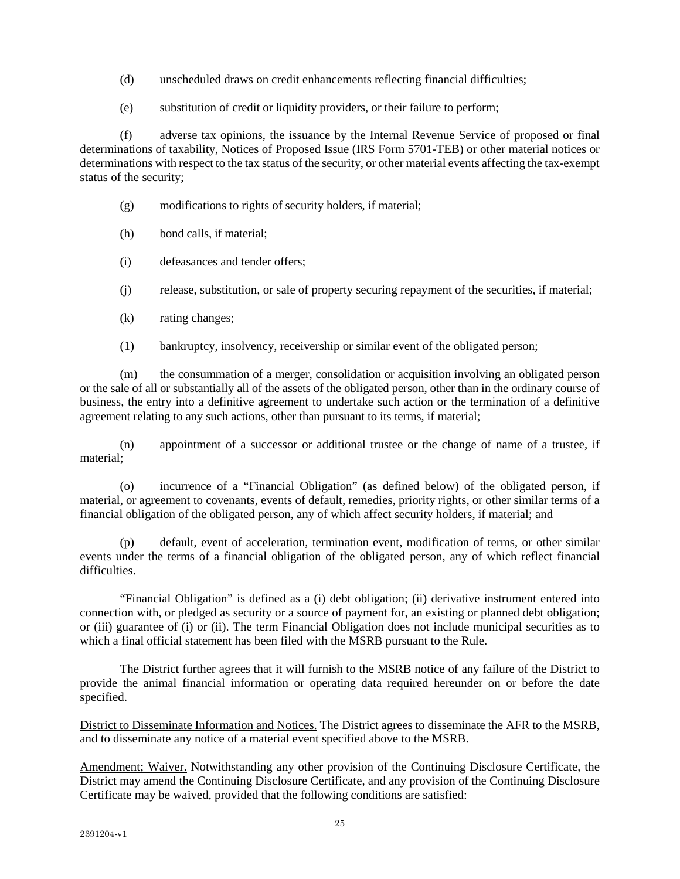(d) unscheduled draws on credit enhancements reflecting financial difficulties;

(e) substitution of credit or liquidity providers, or their failure to perform;

(f) adverse tax opinions, the issuance by the Internal Revenue Service of proposed or final determinations of taxability, Notices of Proposed Issue (IRS Form 5701-TEB) or other material notices or determinations with respect to the tax status of the security, or other material events affecting the tax-exempt status of the security;

(g) modifications to rights of security holders, if material;

(h) bond calls, if material;

(i) defeasances and tender offers;

(j) release, substitution, or sale of property securing repayment of the securities, if material;

(k) rating changes;

(1) bankruptcy, insolvency, receivership or similar event of the obligated person;

(m) the consummation of a merger, consolidation or acquisition involving an obligated person or the sale of all or substantially all of the assets of the obligated person, other than in the ordinary course of business, the entry into a definitive agreement to undertake such action or the termination of a definitive agreement relating to any such actions, other than pursuant to its terms, if material;

(n) appointment of a successor or additional trustee or the change of name of a trustee, if material;

(o) incurrence of a "Financial Obligation" (as defined below) of the obligated person, if material, or agreement to covenants, events of default, remedies, priority rights, or other similar terms of a financial obligation of the obligated person, any of which affect security holders, if material; and

(p) default, event of acceleration, termination event, modification of terms, or other similar events under the terms of a financial obligation of the obligated person, any of which reflect financial difficulties.

"Financial Obligation" is defined as a (i) debt obligation; (ii) derivative instrument entered into connection with, or pledged as security or a source of payment for, an existing or planned debt obligation; or (iii) guarantee of (i) or (ii). The term Financial Obligation does not include municipal securities as to which a final official statement has been filed with the MSRB pursuant to the Rule.

The District further agrees that it will furnish to the MSRB notice of any failure of the District to provide the animal financial information or operating data required hereunder on or before the date specified.

District to Disseminate Information and Notices. The District agrees to disseminate the AFR to the MSRB, and to disseminate any notice of a material event specified above to the MSRB.

Amendment; Waiver. Notwithstanding any other provision of the Continuing Disclosure Certificate, the District may amend the Continuing Disclosure Certificate, and any provision of the Continuing Disclosure Certificate may be waived, provided that the following conditions are satisfied: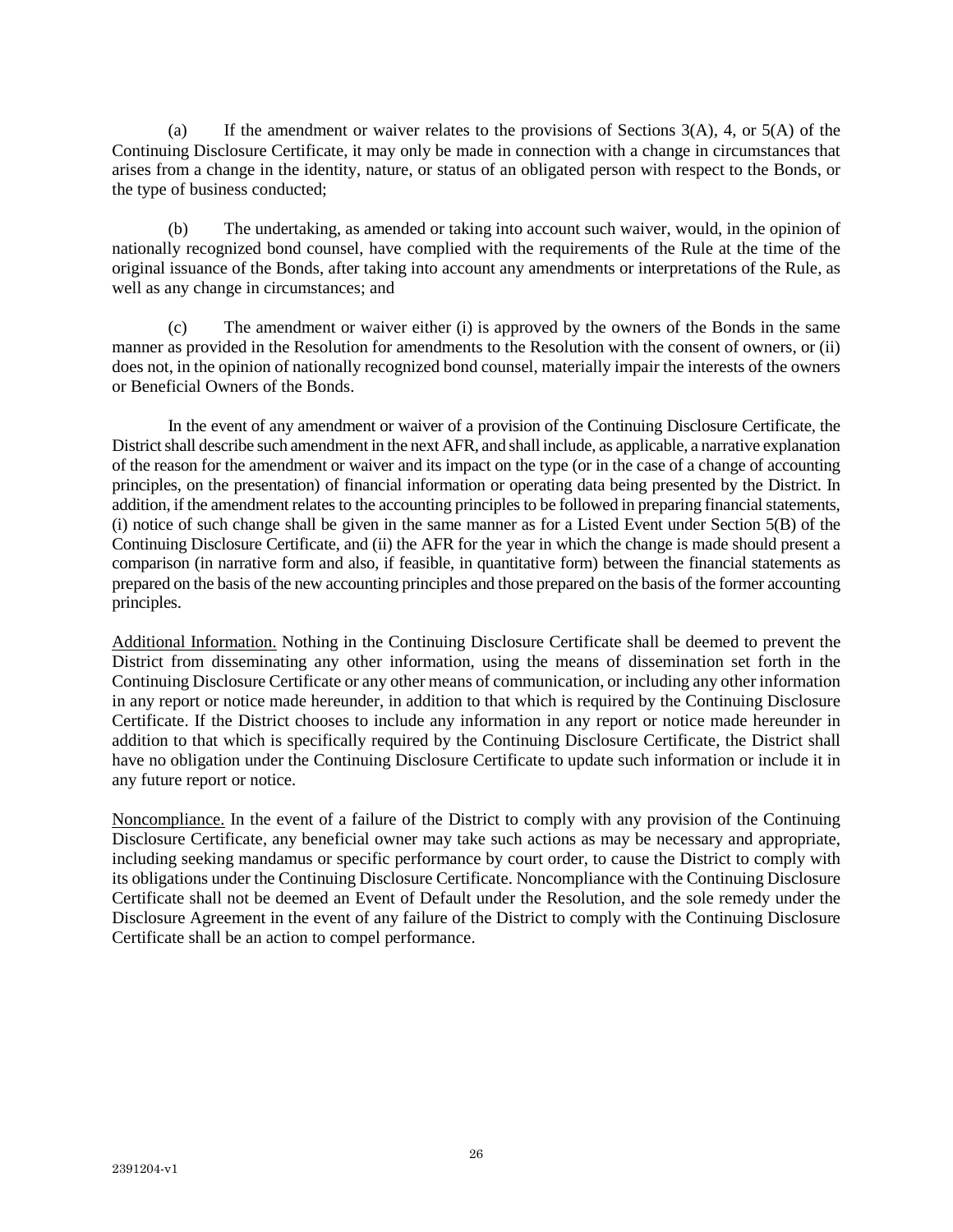(a) If the amendment or waiver relates to the provisions of Sections 3(A), 4, or 5(A) of the Continuing Disclosure Certificate, it may only be made in connection with a change in circumstances that arises from a change in the identity, nature, or status of an obligated person with respect to the Bonds, or the type of business conducted;

(b) The undertaking, as amended or taking into account such waiver, would, in the opinion of nationally recognized bond counsel, have complied with the requirements of the Rule at the time of the original issuance of the Bonds, after taking into account any amendments or interpretations of the Rule, as well as any change in circumstances; and

(c) The amendment or waiver either (i) is approved by the owners of the Bonds in the same manner as provided in the Resolution for amendments to the Resolution with the consent of owners, or (ii) does not, in the opinion of nationally recognized bond counsel, materially impair the interests of the owners or Beneficial Owners of the Bonds.

In the event of any amendment or waiver of a provision of the Continuing Disclosure Certificate, the District shall describe such amendment in the next AFR, and shall include, as applicable, a narrative explanation of the reason for the amendment or waiver and its impact on the type (or in the case of a change of accounting principles, on the presentation) of financial information or operating data being presented by the District. In addition, if the amendment relates to the accounting principles to be followed in preparing financial statements, (i) notice of such change shall be given in the same manner as for a Listed Event under Section 5(B) of the Continuing Disclosure Certificate, and (ii) the AFR for the year in which the change is made should present a comparison (in narrative form and also, if feasible, in quantitative form) between the financial statements as prepared on the basis of the new accounting principles and those prepared on the basis of the former accounting principles.

Additional Information. Nothing in the Continuing Disclosure Certificate shall be deemed to prevent the District from disseminating any other information, using the means of dissemination set forth in the Continuing Disclosure Certificate or any other means of communication, or including any other information in any report or notice made hereunder, in addition to that which is required by the Continuing Disclosure Certificate. If the District chooses to include any information in any report or notice made hereunder in addition to that which is specifically required by the Continuing Disclosure Certificate, the District shall have no obligation under the Continuing Disclosure Certificate to update such information or include it in any future report or notice.

Noncompliance. In the event of a failure of the District to comply with any provision of the Continuing Disclosure Certificate, any beneficial owner may take such actions as may be necessary and appropriate, including seeking mandamus or specific performance by court order, to cause the District to comply with its obligations under the Continuing Disclosure Certificate. Noncompliance with the Continuing Disclosure Certificate shall not be deemed an Event of Default under the Resolution, and the sole remedy under the Disclosure Agreement in the event of any failure of the District to comply with the Continuing Disclosure Certificate shall be an action to compel performance.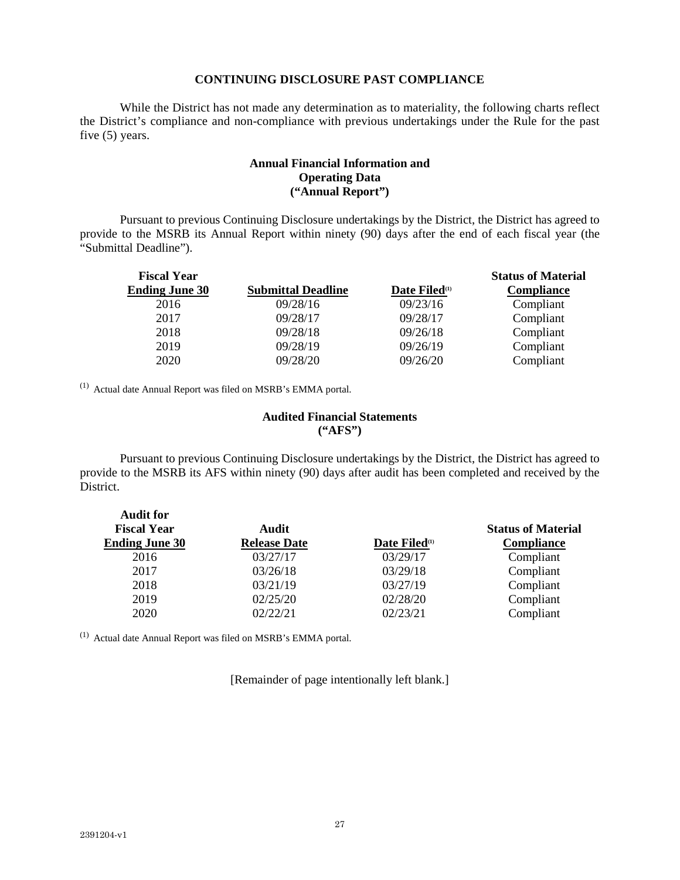## CONTINUING DISCLOSURE PAST COMPLIANCE

While the District has not made any determination as to materiality, the following charts reflect the District's compliance and non-compliance with previous undertakings under the Rule for the past five (5) years.

### Annual Financial Information and Operating Data ("Annual Report")

Pursuant to previous Continuing Disclosure undertakings by the District, the District has agreed to provide to the MSRB its Annual Report within ninety (90) days after the end of each fiscal year (the "Submittal Deadline").

| Fiscal Year Ending June 30 | Submittal Deadline | Date Filed[1] | Status of Material Compliance |
|---|---|---|---|
| 2016 | 09/28/16 | 09/23/16 | Compliant |
| 2017 | 09/28/17 | 09/28/17 | Compliant |
| 2018 | 09/28/18 | 09/26/18 | Compliant |
| 2019 | 09/28/19 | 09/26/19 | Compliant |
| 2020 | 09/28/20 | 09/26/20 | Compliant |

(1) Actual date Annual Report was filed on MSRB's EMMA portal.

### Audited Financial Statements ("AFS")

Pursuant to previous Continuing Disclosure undertakings by the District, the District has agreed to provide to the MSRB its AFS within ninety (90) days after audit has been completed and received by the District.

| Audit for Fiscal Year Ending June 30 | Audit Release Date | Date Filed[1] | Status of Material Compliance |
|---|---|---|---|
| 2016 | 03/27/17 | 03/29/17 | Compliant |
| 2017 | 03/26/18 | 03/29/18 | Compliant |
| 2018 | 03/21/19 | 03/27/19 | Compliant |
| 2019 | 02/25/20 | 02/28/20 | Compliant |
| 2020 | 02/22/21 | 02/23/21 | Compliant |

(1) Actual date Annual Report was filed on MSRB's EMMA portal.

[Remainder of page intentionally left blank.]

2391204-v1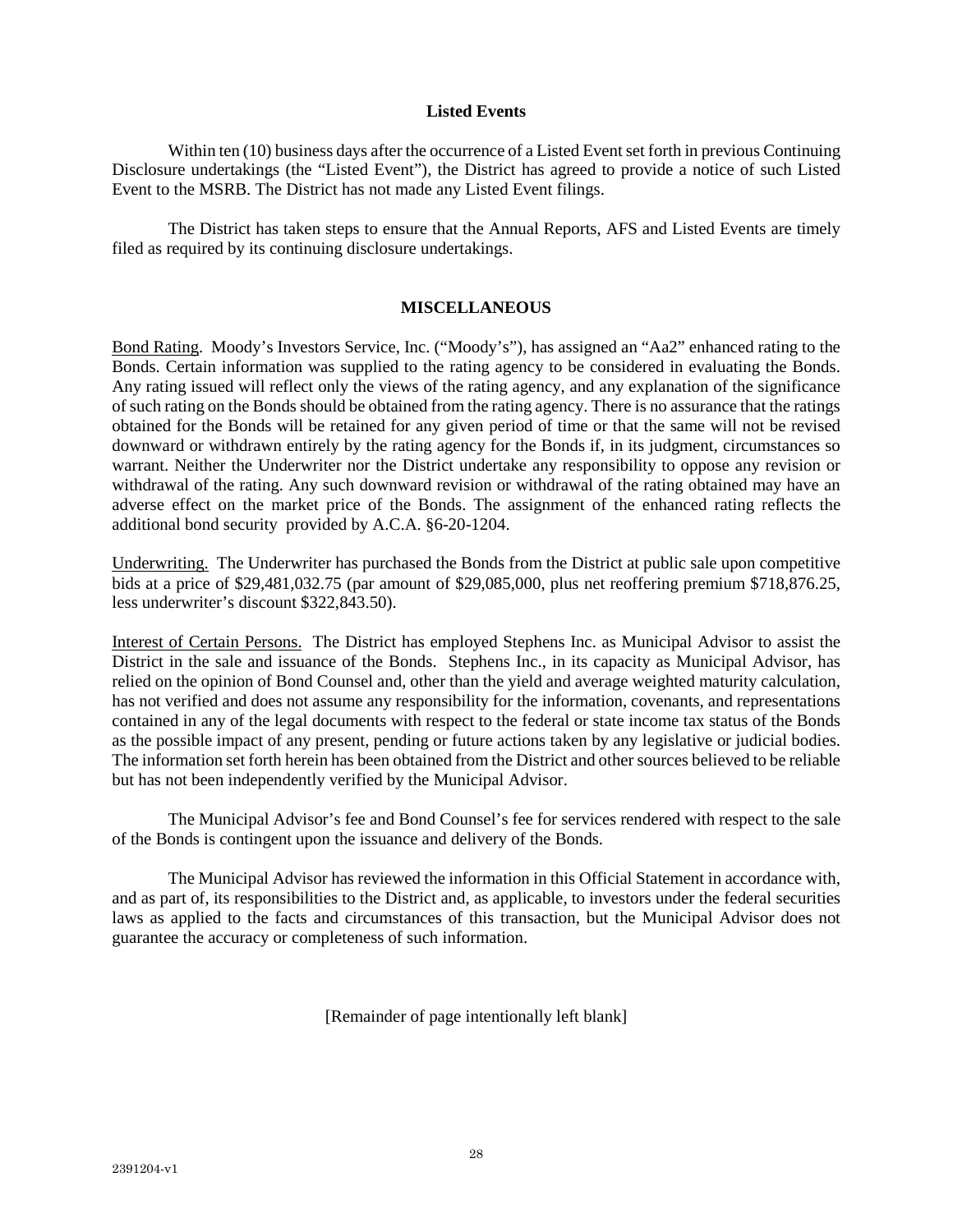### Listed Events

Within ten (10) business days after the occurrence of a Listed Event set forth in previous Continuing Disclosure undertakings (the "Listed Event"), the District has agreed to provide a notice of such Listed Event to the MSRB. The District has not made any Listed Event filings.

The District has taken steps to ensure that the Annual Reports, AFS and Listed Events are timely filed as required by its continuing disclosure undertakings.

## MISCELLANEOUS

Bond Rating. Moody's Investors Service, Inc. ("Moody's"), has assigned an "Aa2" enhanced rating to the Bonds. Certain information was supplied to the rating agency to be considered in evaluating the Bonds. Any rating issued will reflect only the views of the rating agency, and any explanation of the significance of such rating on the Bonds should be obtained from the rating agency. There is no assurance that the ratings obtained for the Bonds will be retained for any given period of time or that the same will not be revised downward or withdrawn entirely by the rating agency for the Bonds if, in its judgment, circumstances so warrant. Neither the Underwriter nor the District undertake any responsibility to oppose any revision or withdrawal of the rating. Any such downward revision or withdrawal of the rating obtained may have an adverse effect on the market price of the Bonds. The assignment of the enhanced rating reflects the additional bond security provided by A.C.A. §6-20-1204.

Underwriting. The Underwriter has purchased the Bonds from the District at public sale upon competitive bids at a price of $29,481,032.75 (par amount of $29,085,000, plus net reoffering premium $718,876.25, less underwriter's discount $322,843.50).

Interest of Certain Persons. The District has employed Stephens Inc. as Municipal Advisor to assist the District in the sale and issuance of the Bonds. Stephens Inc., in its capacity as Municipal Advisor, has relied on the opinion of Bond Counsel and, other than the yield and average weighted maturity calculation, has not verified and does not assume any responsibility for the information, covenants, and representations contained in any of the legal documents with respect to the federal or state income tax status of the Bonds as the possible impact of any present, pending or future actions taken by any legislative or judicial bodies. The information set forth herein has been obtained from the District and other sources believed to be reliable but has not been independently verified by the Municipal Advisor.

The Municipal Advisor's fee and Bond Counsel's fee for services rendered with respect to the sale of the Bonds is contingent upon the issuance and delivery of the Bonds.

The Municipal Advisor has reviewed the information in this Official Statement in accordance with, and as part of, its responsibilities to the District and, as applicable, to investors under the federal securities laws as applied to the facts and circumstances of this transaction, but the Municipal Advisor does not guarantee the accuracy or completeness of such information.

[Remainder of page intentionally left blank]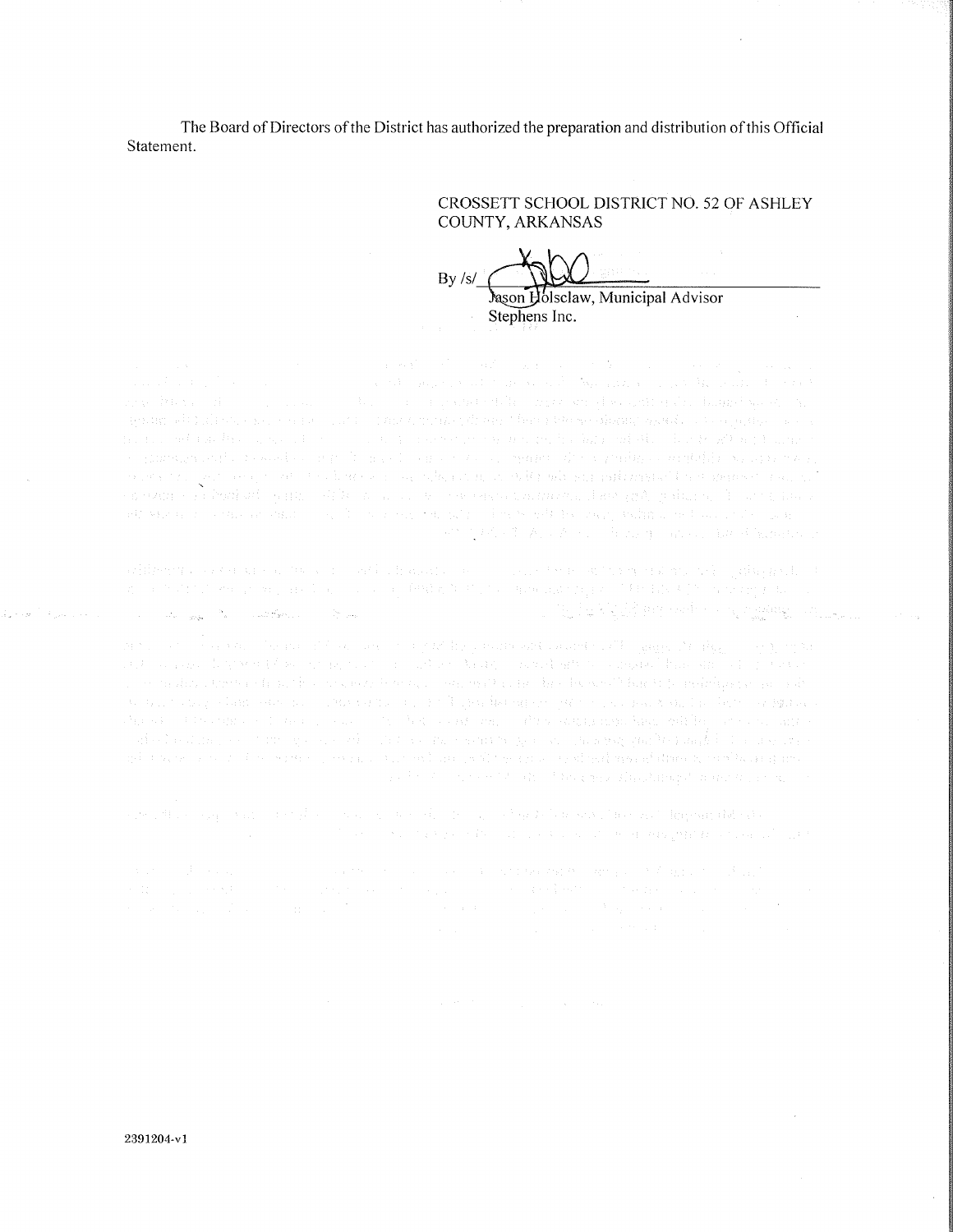The Board of Directors of the District has authorized the preparation and distribution of this Official Statement.

CROSSETT SCHOOL DISTRICT NO. 52 OF ASHLEY COUNTY, ARKANSAS

By /s/ ______________________________
Jason Holsclaw, Municipal Advisor
Stephens Inc.

2391204-v1